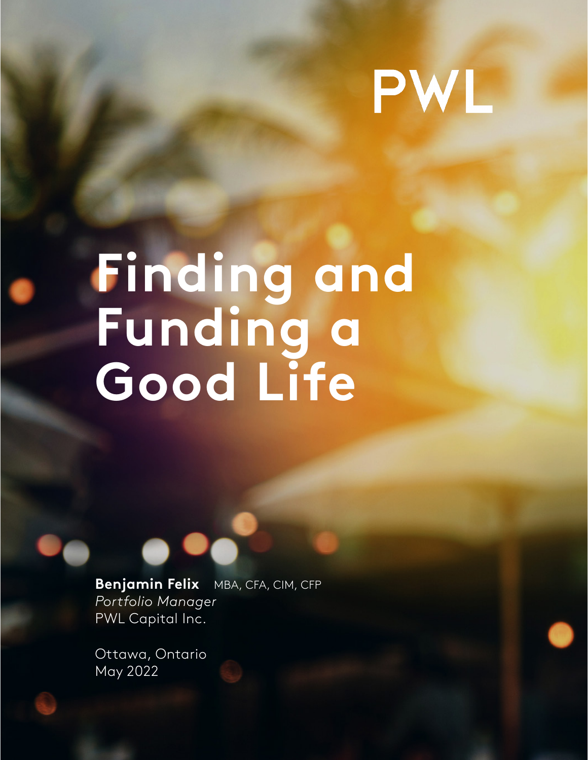PWL

# Finding and Funding a Good Life

**Benjamin Felix** MBA, CFA, CIM, CFP
*Portfolio Manager*
PWL Capital Inc.

Ottawa, Ontario
May 2022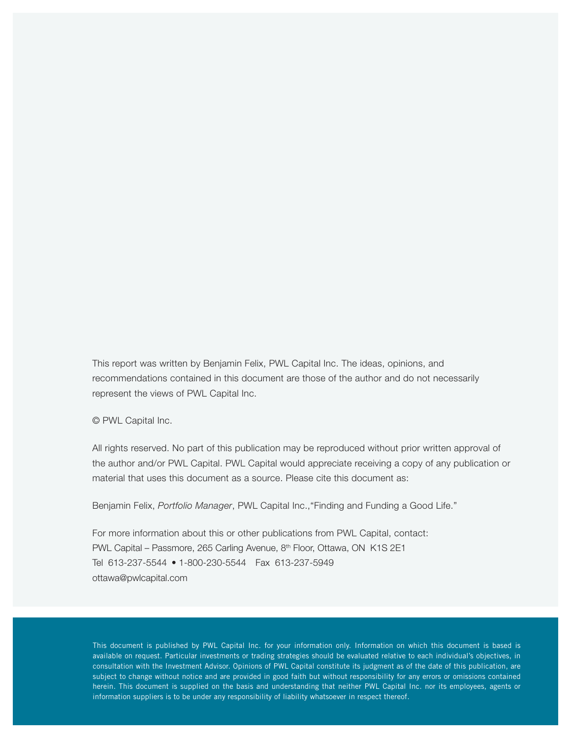This report was written by Benjamin Felix, PWL Capital Inc. The ideas, opinions, and recommendations contained in this document are those of the author and do not necessarily represent the views of PWL Capital Inc.

© PWL Capital Inc.

All rights reserved. No part of this publication may be reproduced without prior written approval of the author and/or PWL Capital. PWL Capital would appreciate receiving a copy of any publication or material that uses this document as a source. Please cite this document as:

Benjamin Felix, *Portfolio Manager*, PWL Capital Inc.,"Finding and Funding a Good Life."

For more information about this or other publications from PWL Capital, contact:
PWL Capital – Passmore, 265 Carling Avenue, 8th Floor, Ottawa, ON K1S 2E1
Tel 613-237-5544 • 1-800-230-5544 Fax 613-237-5949
ottawa@pwlcapital.com

This document is published by PWL Capital Inc. for your information only. Information on which this document is based is available on request. Particular investments or trading strategies should be evaluated relative to each individual's objectives, in consultation with the Investment Advisor. Opinions of PWL Capital constitute its judgment as of the date of this publication, are subject to change without notice and are provided in good faith but without responsibility for any errors or omissions contained herein. This document is supplied on the basis and understanding that neither PWL Capital Inc. nor its employees, agents or information suppliers is to be under any responsibility of liability whatsoever in respect thereof.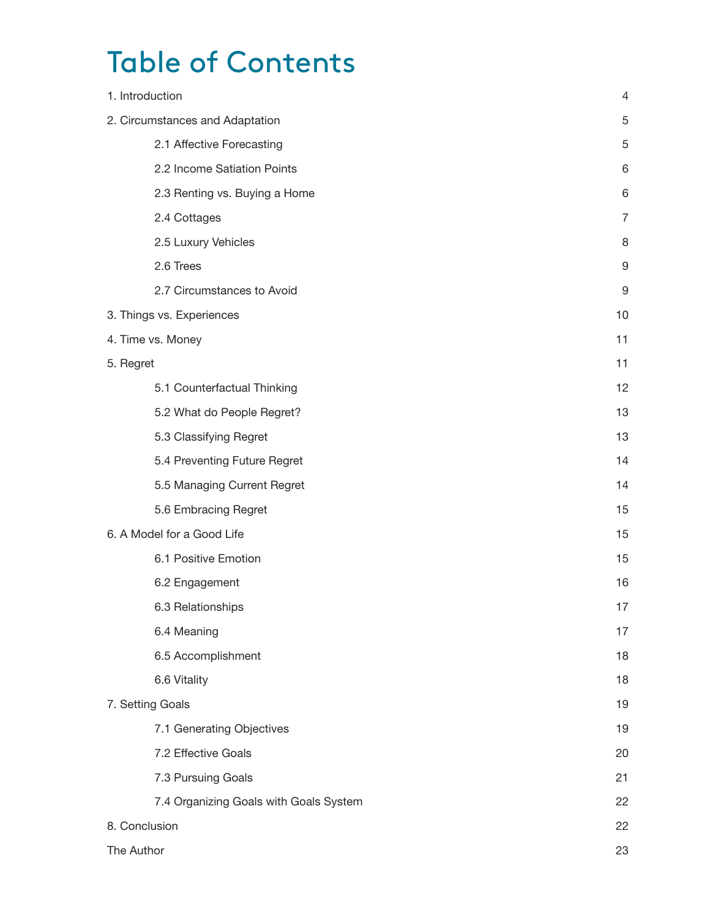# Table of Contents

| | |
|---|---|
| 1. Introduction | 4 |
| 2. Circumstances and Adaptation | 5 |
| 2.1 Affective Forecasting | 5 |
| 2.2 Income Satiation Points | 6 |
| 2.3 Renting vs. Buying a Home | 6 |
| 2.4 Cottages | 7 |
| 2.5 Luxury Vehicles | 8 |
| 2.6 Trees | 9 |
| 2.7 Circumstances to Avoid | 9 |
| 3. Things vs. Experiences | 10 |
| 4. Time vs. Money | 11 |
| 5. Regret | 11 |
| 5.1 Counterfactual Thinking | 12 |
| 5.2 What do People Regret? | 13 |
| 5.3 Classifying Regret | 13 |
| 5.4 Preventing Future Regret | 14 |
| 5.5 Managing Current Regret | 14 |
| 5.6 Embracing Regret | 15 |
| 6. A Model for a Good Life | 15 |
| 6.1 Positive Emotion | 15 |
| 6.2 Engagement | 16 |
| 6.3 Relationships | 17 |
| 6.4 Meaning | 17 |
| 6.5 Accomplishment | 18 |
| 6.6 Vitality | 18 |
| 7. Setting Goals | 19 |
| 7.1 Generating Objectives | 19 |
| 7.2 Effective Goals | 20 |
| 7.3 Pursuing Goals | 21 |
| 7.4 Organizing Goals with Goals System | 22 |
| 8. Conclusion | 22 |
| The Author | 23 |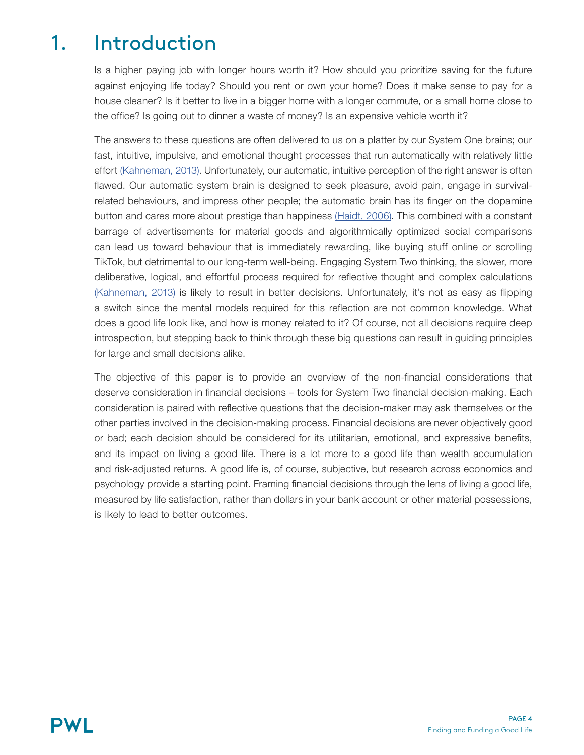# 1. Introduction

Is a higher paying job with longer hours worth it? How should you prioritize saving for the future against enjoying life today? Should you rent or own your home? Does it make sense to pay for a house cleaner? Is it better to live in a bigger home with a longer commute, or a small home close to the office? Is going out to dinner a waste of money? Is an expensive vehicle worth it?

The answers to these questions are often delivered to us on a platter by our System One brains; our fast, intuitive, impulsive, and emotional thought processes that run automatically with relatively little effort (Kahneman, 2013). Unfortunately, our automatic, intuitive perception of the right answer is often flawed. Our automatic system brain is designed to seek pleasure, avoid pain, engage in survival-related behaviours, and impress other people; the automatic brain has its finger on the dopamine button and cares more about prestige than happiness (Haidt, 2006). This combined with a constant barrage of advertisements for material goods and algorithmically optimized social comparisons can lead us toward behaviour that is immediately rewarding, like buying stuff online or scrolling TikTok, but detrimental to our long-term well-being. Engaging System Two thinking, the slower, more deliberative, logical, and effortful process required for reflective thought and complex calculations (Kahneman, 2013) is likely to result in better decisions. Unfortunately, it's not as easy as flipping a switch since the mental models required for this reflection are not common knowledge. What does a good life look like, and how is money related to it? Of course, not all decisions require deep introspection, but stepping back to think through these big questions can result in guiding principles for large and small decisions alike.

The objective of this paper is to provide an overview of the non-financial considerations that deserve consideration in financial decisions – tools for System Two financial decision-making. Each consideration is paired with reflective questions that the decision-maker may ask themselves or the other parties involved in the decision-making process. Financial decisions are never objectively good or bad; each decision should be considered for its utilitarian, emotional, and expressive benefits, and its impact on living a good life. There is a lot more to a good life than wealth accumulation and risk-adjusted returns. A good life is, of course, subjective, but research across economics and psychology provide a starting point. Framing financial decisions through the lens of living a good life, measured by life satisfaction, rather than dollars in your bank account or other material possessions, is likely to lead to better outcomes.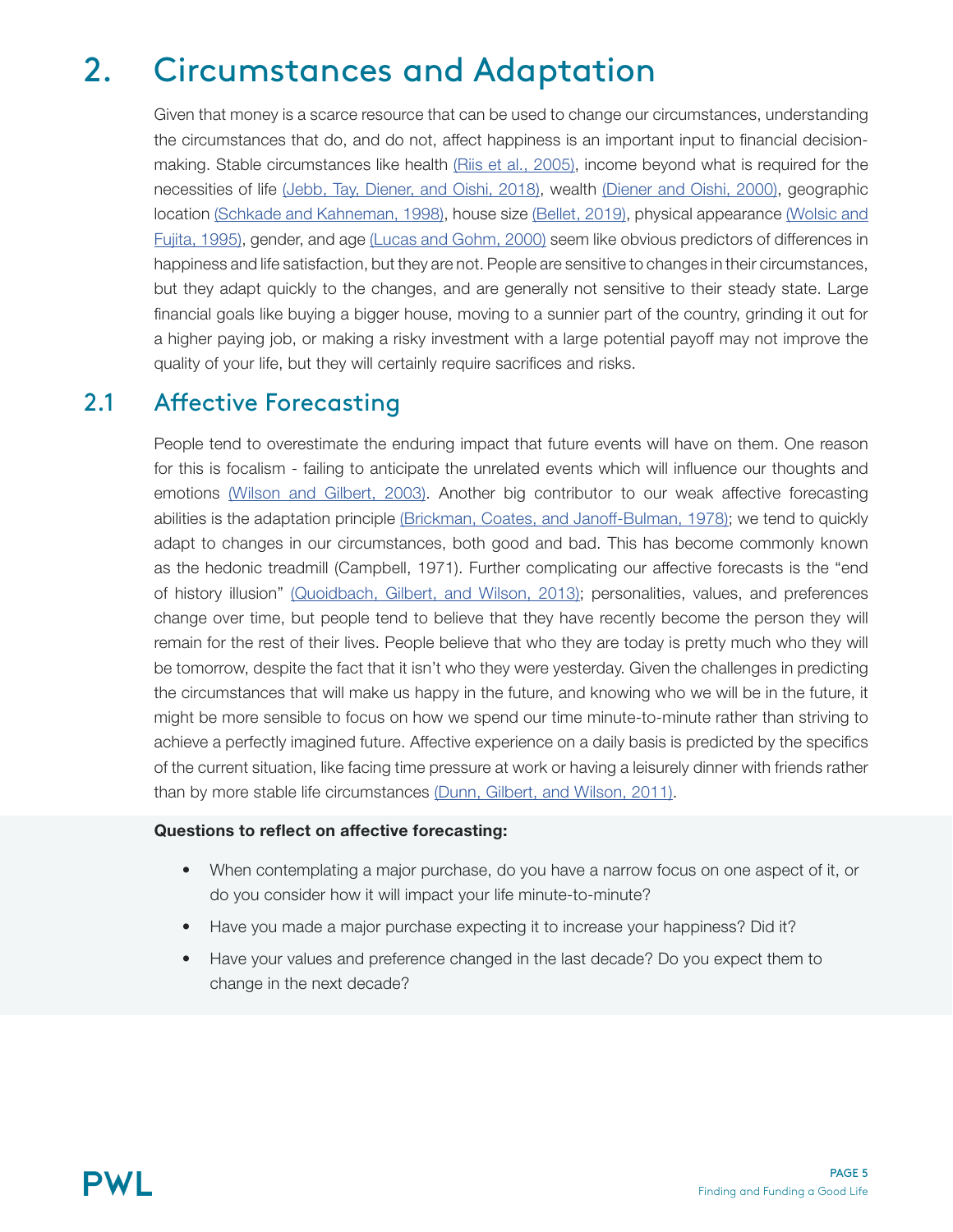# 2. Circumstances and Adaptation

Given that money is a scarce resource that can be used to change our circumstances, understanding the circumstances that do, and do not, affect happiness is an important input to financial decision-making. Stable circumstances like health (Riis et al., 2005), income beyond what is required for the necessities of life (Jebb, Tay, Diener, and Oishi, 2018), wealth (Diener and Oishi, 2000), geographic location (Schkade and Kahneman, 1998), house size (Bellet, 2019), physical appearance (Wolsic and Fujita, 1995), gender, and age (Lucas and Gohm, 2000) seem like obvious predictors of differences in happiness and life satisfaction, but they are not. People are sensitive to changes in their circumstances, but they adapt quickly to the changes, and are generally not sensitive to their steady state. Large financial goals like buying a bigger house, moving to a sunnier part of the country, grinding it out for a higher paying job, or making a risky investment with a large potential payoff may not improve the quality of your life, but they will certainly require sacrifices and risks.

## 2.1 Affective Forecasting

People tend to overestimate the enduring impact that future events will have on them. One reason for this is focalism - failing to anticipate the unrelated events which will influence our thoughts and emotions (Wilson and Gilbert, 2003). Another big contributor to our weak affective forecasting abilities is the adaptation principle (Brickman, Coates, and Janoff-Bulman, 1978); we tend to quickly adapt to changes in our circumstances, both good and bad. This has become commonly known as the hedonic treadmill (Campbell, 1971). Further complicating our affective forecasts is the "end of history illusion" (Quoidbach, Gilbert, and Wilson, 2013); personalities, values, and preferences change over time, but people tend to believe that they have recently become the person they will remain for the rest of their lives. People believe that who they are today is pretty much who they will be tomorrow, despite the fact that it isn't who they were yesterday. Given the challenges in predicting the circumstances that will make us happy in the future, and knowing who we will be in the future, it might be more sensible to focus on how we spend our time minute-to-minute rather than striving to achieve a perfectly imagined future. Affective experience on a daily basis is predicted by the specifics of the current situation, like facing time pressure at work or having a leisurely dinner with friends rather than by more stable life circumstances (Dunn, Gilbert, and Wilson, 2011).

**Questions to reflect on affective forecasting:**

- When contemplating a major purchase, do you have a narrow focus on one aspect of it, or do you consider how it will impact your life minute-to-minute?
- Have you made a major purchase expecting it to increase your happiness? Did it?
- Have your values and preference changed in the last decade? Do you expect them to change in the next decade?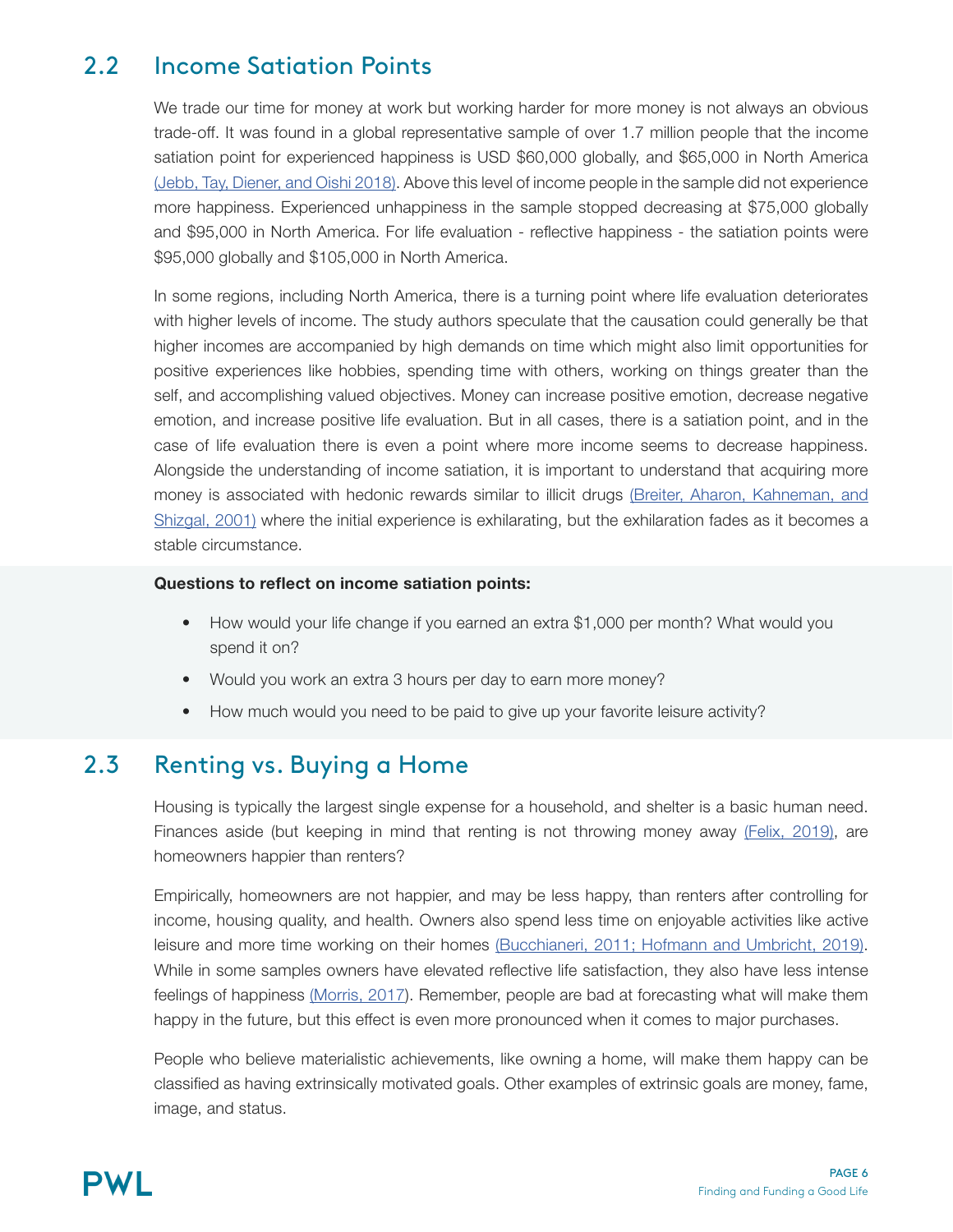## 2.2 Income Satiation Points

We trade our time for money at work but working harder for more money is not always an obvious trade-off. It was found in a global representative sample of over 1.7 million people that the income satiation point for experienced happiness is USD $60,000 globally, and $65,000 in North America (Jebb, Tay, Diener, and Oishi 2018). Above this level of income people in the sample did not experience more happiness. Experienced unhappiness in the sample stopped decreasing at $75,000 globally and $95,000 in North America. For life evaluation - reflective happiness - the satiation points were $95,000 globally and $105,000 in North America.

In some regions, including North America, there is a turning point where life evaluation deteriorates with higher levels of income. The study authors speculate that the causation could generally be that higher incomes are accompanied by high demands on time which might also limit opportunities for positive experiences like hobbies, spending time with others, working on things greater than the self, and accomplishing valued objectives. Money can increase positive emotion, decrease negative emotion, and increase positive life evaluation. But in all cases, there is a satiation point, and in the case of life evaluation there is even a point where more income seems to decrease happiness. Alongside the understanding of income satiation, it is important to understand that acquiring more money is associated with hedonic rewards similar to illicit drugs (Breiter, Aharon, Kahneman, and Shizgal, 2001) where the initial experience is exhilarating, but the exhilaration fades as it becomes a stable circumstance.

**Questions to reflect on income satiation points:**

- How would your life change if you earned an extra $1,000 per month? What would you spend it on?
- Would you work an extra 3 hours per day to earn more money?
- How much would you need to be paid to give up your favorite leisure activity?

## 2.3 Renting vs. Buying a Home

Housing is typically the largest single expense for a household, and shelter is a basic human need. Finances aside (but keeping in mind that renting is not throwing money away (Felix, 2019), are homeowners happier than renters?

Empirically, homeowners are not happier, and may be less happy, than renters after controlling for income, housing quality, and health. Owners also spend less time on enjoyable activities like active leisure and more time working on their homes (Bucchianeri, 2011; Hofmann and Umbricht, 2019). While in some samples owners have elevated reflective life satisfaction, they also have less intense feelings of happiness (Morris, 2017). Remember, people are bad at forecasting what will make them happy in the future, but this effect is even more pronounced when it comes to major purchases.

People who believe materialistic achievements, like owning a home, will make them happy can be classified as having extrinsically motivated goals. Other examples of extrinsic goals are money, fame, image, and status.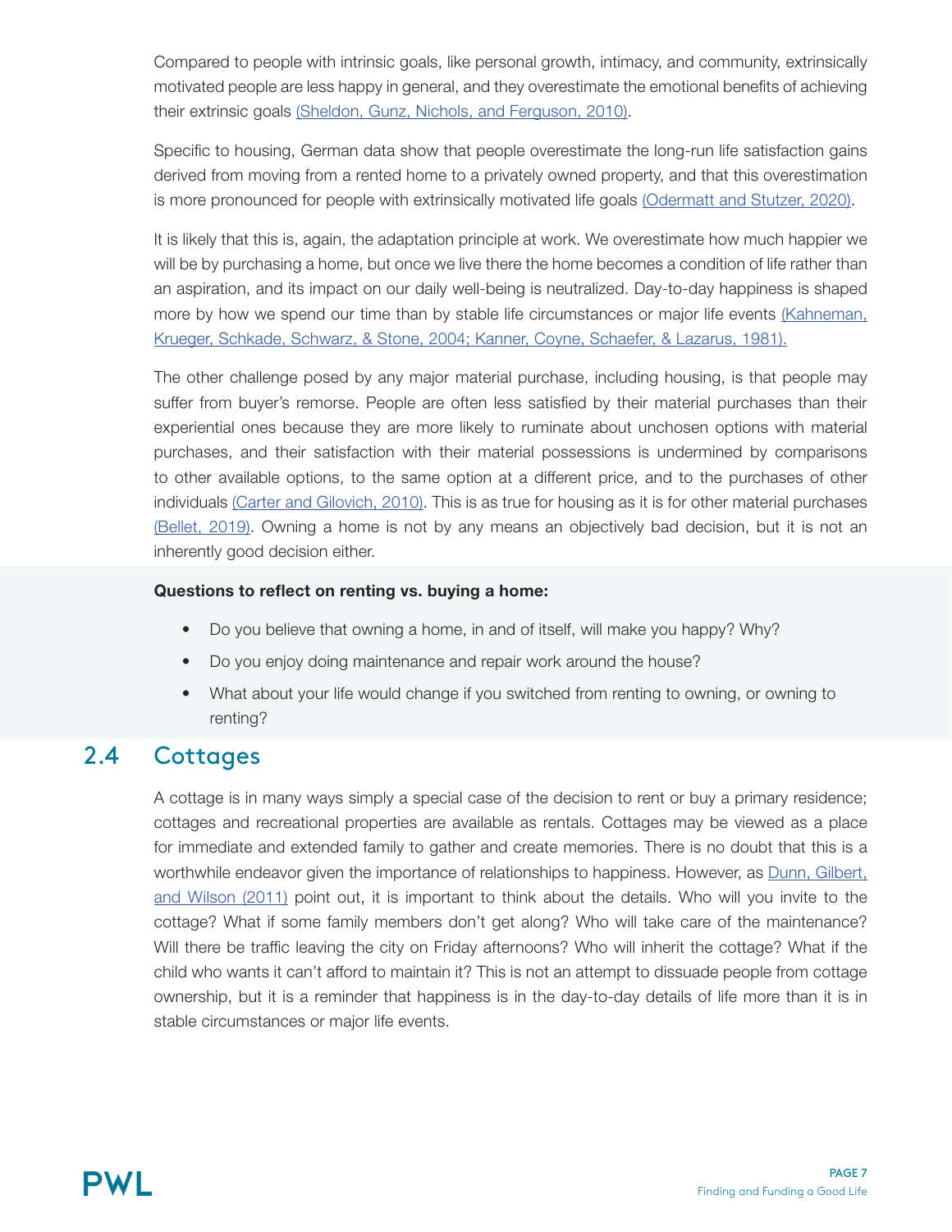Compared to people with intrinsic goals, like personal growth, intimacy, and community, extrinsically motivated people are less happy in general, and they overestimate the emotional benefits of achieving their extrinsic goals (Sheldon, Gunz, Nichols, and Ferguson, 2010).

Specific to housing, German data show that people overestimate the long-run life satisfaction gains derived from moving from a rented home to a privately owned property, and that this overestimation is more pronounced for people with extrinsically motivated life goals (Odermatt and Stutzer, 2020).

It is likely that this is, again, the adaptation principle at work. We overestimate how much happier we will be by purchasing a home, but once we live there the home becomes a condition of life rather than an aspiration, and its impact on our daily well-being is neutralized. Day-to-day happiness is shaped more by how we spend our time than by stable life circumstances or major life events (Kahneman, Krueger, Schkade, Schwarz, & Stone, 2004; Kanner, Coyne, Schaefer, & Lazarus, 1981).

The other challenge posed by any major material purchase, including housing, is that people may suffer from buyer's remorse. People are often less satisfied by their material purchases than their experiential ones because they are more likely to ruminate about unchosen options with material purchases, and their satisfaction with their material possessions is undermined by comparisons to other available options, to the same option at a different price, and to the purchases of other individuals (Carter and Gilovich, 2010). This is as true for housing as it is for other material purchases (Bellet, 2019). Owning a home is not by any means an objectively bad decision, but it is not an inherently good decision either.

**Questions to reflect on renting vs. buying a home:**

- Do you believe that owning a home, in and of itself, will make you happy? Why?
- Do you enjoy doing maintenance and repair work around the house?
- What about your life would change if you switched from renting to owning, or owning to renting?

## 2.4 Cottages

A cottage is in many ways simply a special case of the decision to rent or buy a primary residence; cottages and recreational properties are available as rentals. Cottages may be viewed as a place for immediate and extended family to gather and create memories. There is no doubt that this is a worthwhile endeavor given the importance of relationships to happiness. However, as Dunn, Gilbert, and Wilson (2011) point out, it is important to think about the details. Who will you invite to the cottage? What if some family members don't get along? Who will take care of the maintenance? Will there be traffic leaving the city on Friday afternoons? Who will inherit the cottage? What if the child who wants it can't afford to maintain it? This is not an attempt to dissuade people from cottage ownership, but it is a reminder that happiness is in the day-to-day details of life more than it is in stable circumstances or major life events.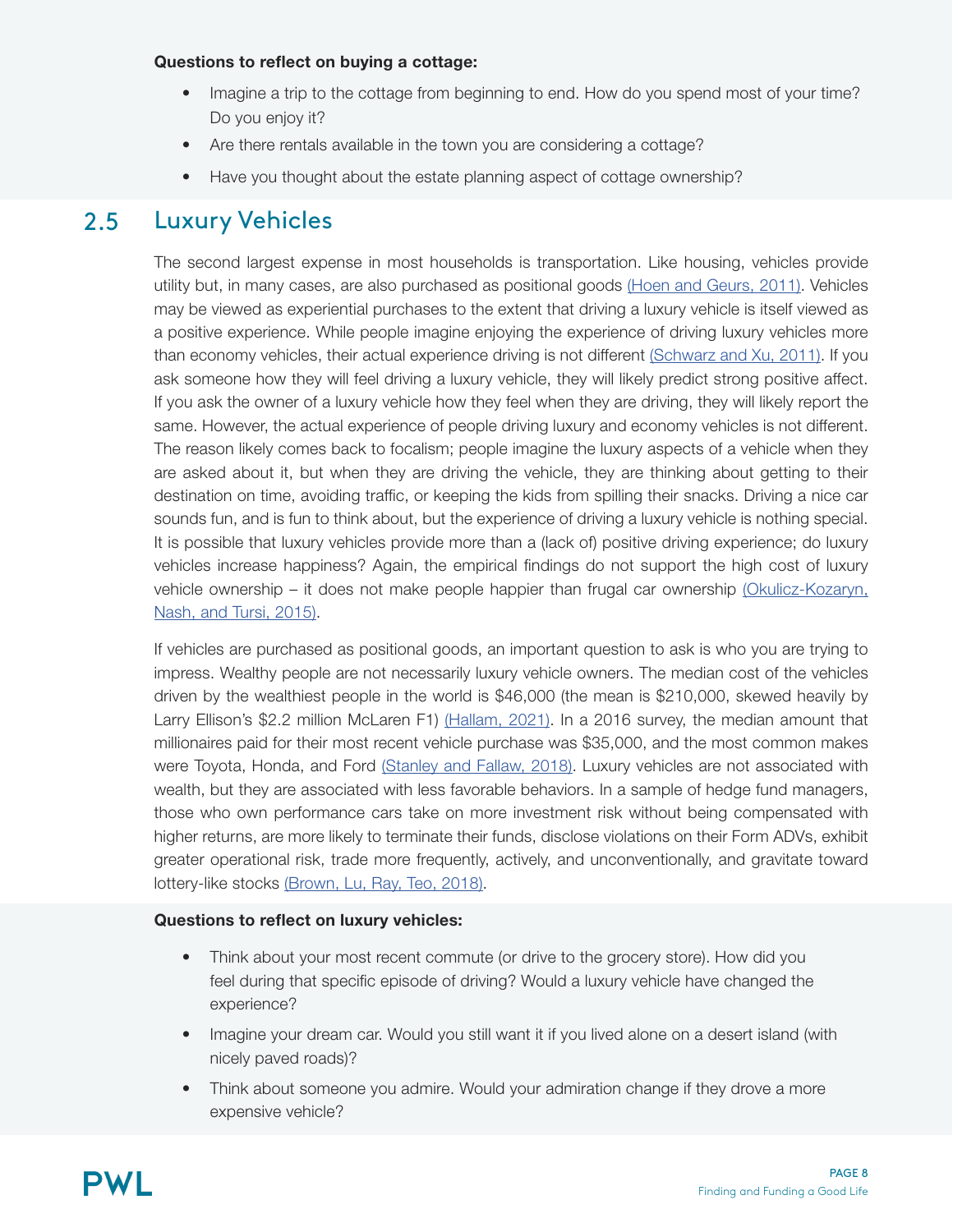**Questions to reflect on buying a cottage:**

- Imagine a trip to the cottage from beginning to end. How do you spend most of your time? Do you enjoy it?
- Are there rentals available in the town you are considering a cottage?
- Have you thought about the estate planning aspect of cottage ownership?

## 2.5 Luxury Vehicles

The second largest expense in most households is transportation. Like housing, vehicles provide utility but, in many cases, are also purchased as positional goods (Hoen and Geurs, 2011). Vehicles may be viewed as experiential purchases to the extent that driving a luxury vehicle is itself viewed as a positive experience. While people imagine enjoying the experience of driving luxury vehicles more than economy vehicles, their actual experience driving is not different (Schwarz and Xu, 2011). If you ask someone how they will feel driving a luxury vehicle, they will likely predict strong positive affect. If you ask the owner of a luxury vehicle how they feel when they are driving, they will likely report the same. However, the actual experience of people driving luxury and economy vehicles is not different. The reason likely comes back to focalism; people imagine the luxury aspects of a vehicle when they are asked about it, but when they are driving the vehicle, they are thinking about getting to their destination on time, avoiding traffic, or keeping the kids from spilling their snacks. Driving a nice car sounds fun, and is fun to think about, but the experience of driving a luxury vehicle is nothing special. It is possible that luxury vehicles provide more than a (lack of) positive driving experience; do luxury vehicles increase happiness? Again, the empirical findings do not support the high cost of luxury vehicle ownership – it does not make people happier than frugal car ownership (Okulicz-Kozaryn, Nash, and Tursi, 2015).

If vehicles are purchased as positional goods, an important question to ask is who you are trying to impress. Wealthy people are not necessarily luxury vehicle owners. The median cost of the vehicles driven by the wealthiest people in the world is $46,000 (the mean is $210,000, skewed heavily by Larry Ellison's $2.2 million McLaren F1) (Hallam, 2021). In a 2016 survey, the median amount that millionaires paid for their most recent vehicle purchase was $35,000, and the most common makes were Toyota, Honda, and Ford (Stanley and Fallaw, 2018). Luxury vehicles are not associated with wealth, but they are associated with less favorable behaviors. In a sample of hedge fund managers, those who own performance cars take on more investment risk without being compensated with higher returns, are more likely to terminate their funds, disclose violations on their Form ADVs, exhibit greater operational risk, trade more frequently, actively, and unconventionally, and gravitate toward lottery-like stocks (Brown, Lu, Ray, Teo, 2018).

**Questions to reflect on luxury vehicles:**

- Think about your most recent commute (or drive to the grocery store). How did you feel during that specific episode of driving? Would a luxury vehicle have changed the experience?
- Imagine your dream car. Would you still want it if you lived alone on a desert island (with nicely paved roads)?
- Think about someone you admire. Would your admiration change if they drove a more expensive vehicle?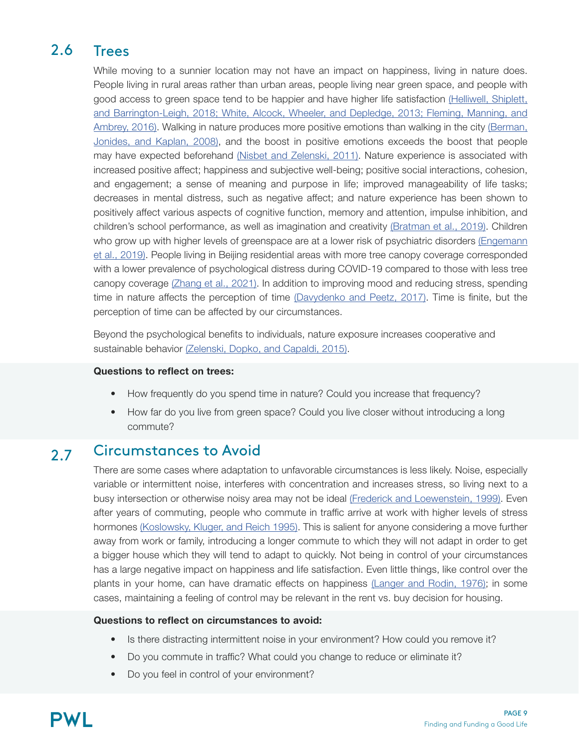## 2.6 Trees

While moving to a sunnier location may not have an impact on happiness, living in nature does. People living in rural areas rather than urban areas, people living near green space, and people with good access to green space tend to be happier and have higher life satisfaction (Helliwell, Shiplett, and Barrington-Leigh, 2018; White, Alcock, Wheeler, and Depledge, 2013; Fleming, Manning, and Ambrey, 2016). Walking in nature produces more positive emotions than walking in the city (Berman, Jonides, and Kaplan, 2008), and the boost in positive emotions exceeds the boost that people may have expected beforehand (Nisbet and Zelenski, 2011). Nature experience is associated with increased positive affect; happiness and subjective well-being; positive social interactions, cohesion, and engagement; a sense of meaning and purpose in life; improved manageability of life tasks; decreases in mental distress, such as negative affect; and nature experience has been shown to positively affect various aspects of cognitive function, memory and attention, impulse inhibition, and children's school performance, as well as imagination and creativity (Bratman et al., 2019). Children who grow up with higher levels of greenspace are at a lower risk of psychiatric disorders (Engemann et al., 2019). People living in Beijing residential areas with more tree canopy coverage corresponded with a lower prevalence of psychological distress during COVID-19 compared to those with less tree canopy coverage (Zhang et al., 2021). In addition to improving mood and reducing stress, spending time in nature affects the perception of time (Davydenko and Peetz, 2017). Time is finite, but the perception of time can be affected by our circumstances.

Beyond the psychological benefits to individuals, nature exposure increases cooperative and sustainable behavior (Zelenski, Dopko, and Capaldi, 2015).

**Questions to reflect on trees:**

- How frequently do you spend time in nature? Could you increase that frequency?
- How far do you live from green space? Could you live closer without introducing a long commute?

## 2.7 Circumstances to Avoid

There are some cases where adaptation to unfavorable circumstances is less likely. Noise, especially variable or intermittent noise, interferes with concentration and increases stress, so living next to a busy intersection or otherwise noisy area may not be ideal (Frederick and Loewenstein, 1999). Even after years of commuting, people who commute in traffic arrive at work with higher levels of stress hormones (Koslowsky, Kluger, and Reich 1995). This is salient for anyone considering a move further away from work or family, introducing a longer commute to which they will not adapt in order to get a bigger house which they will tend to adapt to quickly. Not being in control of your circumstances has a large negative impact on happiness and life satisfaction. Even little things, like control over the plants in your home, can have dramatic effects on happiness (Langer and Rodin, 1976); in some cases, maintaining a feeling of control may be relevant in the rent vs. buy decision for housing.

**Questions to reflect on circumstances to avoid:**

- Is there distracting intermittent noise in your environment? How could you remove it?
- Do you commute in traffic? What could you change to reduce or eliminate it?
- Do you feel in control of your environment?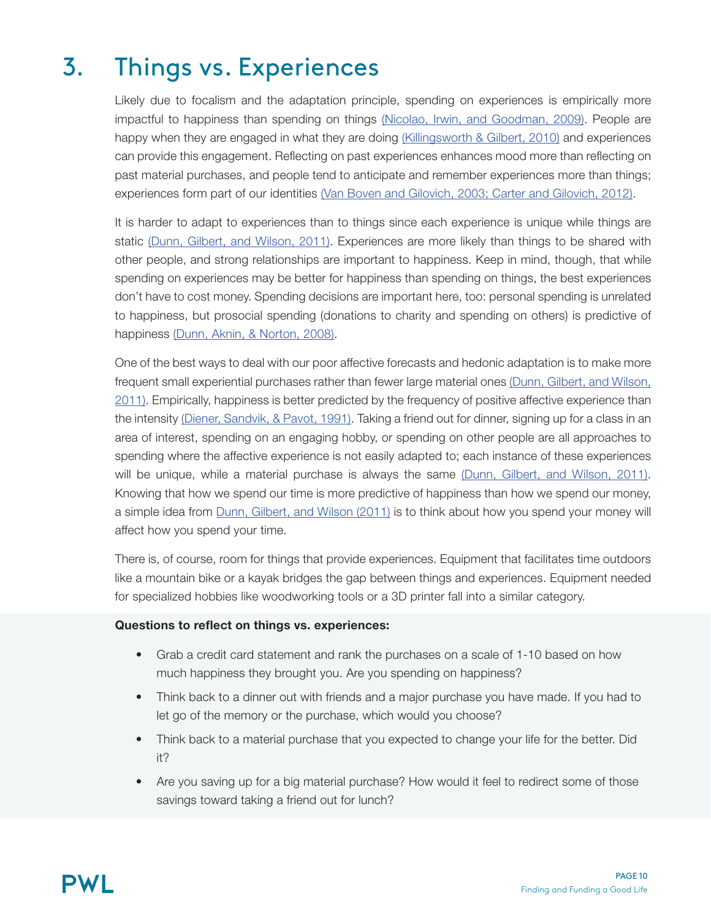# 3. Things vs. Experiences

Likely due to focalism and the adaptation principle, spending on experiences is empirically more impactful to happiness than spending on things (Nicolao, Irwin, and Goodman, 2009). People are happy when they are engaged in what they are doing (Killingsworth & Gilbert, 2010) and experiences can provide this engagement. Reflecting on past experiences enhances mood more than reflecting on past material purchases, and people tend to anticipate and remember experiences more than things; experiences form part of our identities (Van Boven and Gilovich, 2003; Carter and Gilovich, 2012).

It is harder to adapt to experiences than to things since each experience is unique while things are static (Dunn, Gilbert, and Wilson, 2011). Experiences are more likely than things to be shared with other people, and strong relationships are important to happiness. Keep in mind, though, that while spending on experiences may be better for happiness than spending on things, the best experiences don't have to cost money. Spending decisions are important here, too: personal spending is unrelated to happiness, but prosocial spending (donations to charity and spending on others) is predictive of happiness (Dunn, Aknin, & Norton, 2008).

One of the best ways to deal with our poor affective forecasts and hedonic adaptation is to make more frequent small experiential purchases rather than fewer large material ones (Dunn, Gilbert, and Wilson, 2011). Empirically, happiness is better predicted by the frequency of positive affective experience than the intensity (Diener, Sandvik, & Pavot, 1991). Taking a friend out for dinner, signing up for a class in an area of interest, spending on an engaging hobby, or spending on other people are all approaches to spending where the affective experience is not easily adapted to; each instance of these experiences will be unique, while a material purchase is always the same (Dunn, Gilbert, and Wilson, 2011). Knowing that how we spend our time is more predictive of happiness than how we spend our money, a simple idea from Dunn, Gilbert, and Wilson (2011) is to think about how you spend your money will affect how you spend your time.

There is, of course, room for things that provide experiences. Equipment that facilitates time outdoors like a mountain bike or a kayak bridges the gap between things and experiences. Equipment needed for specialized hobbies like woodworking tools or a 3D printer fall into a similar category.

**Questions to reflect on things vs. experiences:**

- Grab a credit card statement and rank the purchases on a scale of 1-10 based on how much happiness they brought you. Are you spending on happiness?
- Think back to a dinner out with friends and a major purchase you have made. If you had to let go of the memory or the purchase, which would you choose?
- Think back to a material purchase that you expected to change your life for the better. Did it?
- Are you saving up for a big material purchase? How would it feel to redirect some of those savings toward taking a friend out for lunch?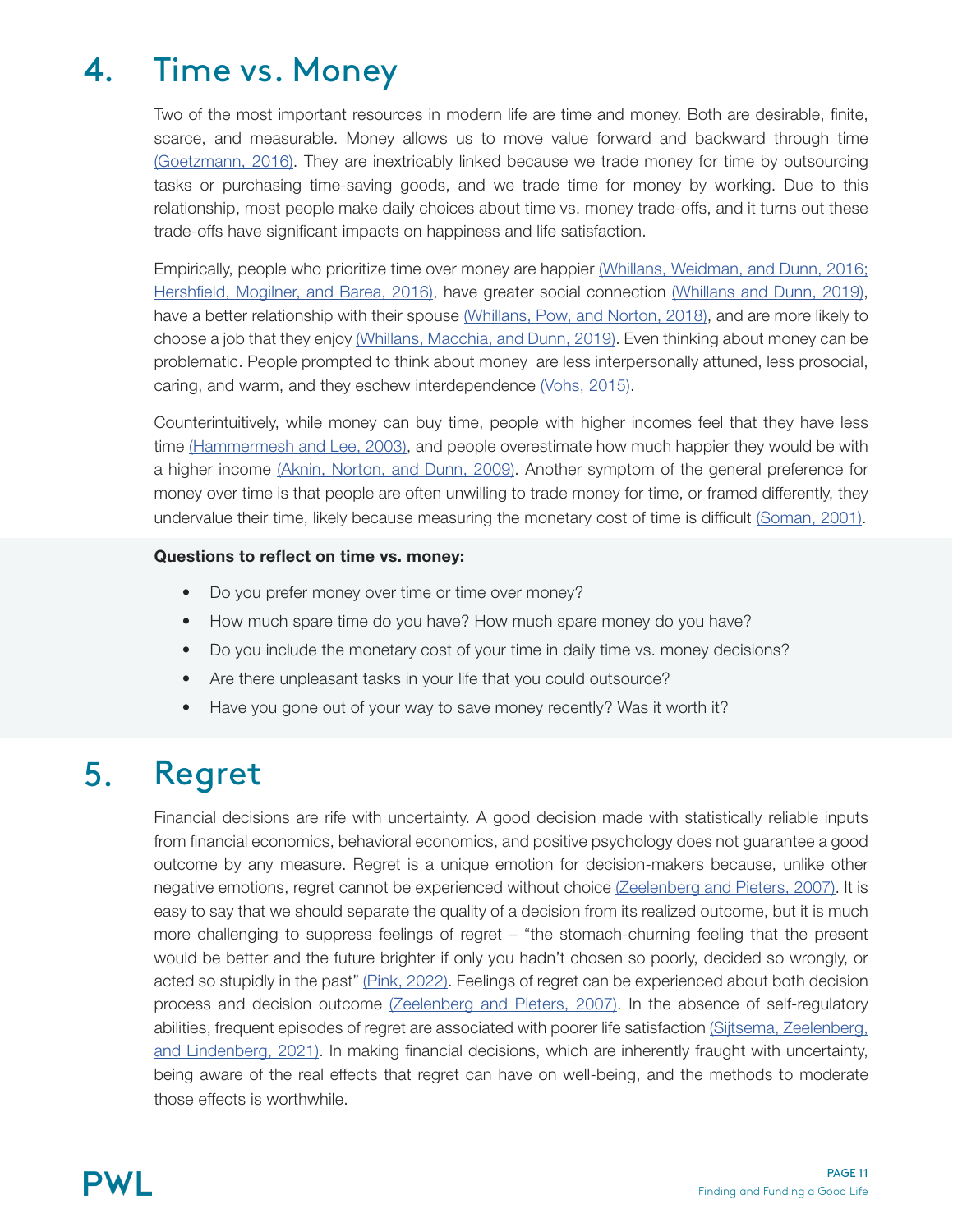# 4. Time vs. Money

Two of the most important resources in modern life are time and money. Both are desirable, finite, scarce, and measurable. Money allows us to move value forward and backward through time (Goetzmann, 2016). They are inextricably linked because we trade money for time by outsourcing tasks or purchasing time-saving goods, and we trade time for money by working. Due to this relationship, most people make daily choices about time vs. money trade-offs, and it turns out these trade-offs have significant impacts on happiness and life satisfaction.

Empirically, people who prioritize time over money are happier (Whillans, Weidman, and Dunn, 2016; Hershfield, Mogilner, and Barea, 2016), have greater social connection (Whillans and Dunn, 2019), have a better relationship with their spouse (Whillans, Pow, and Norton, 2018), and are more likely to choose a job that they enjoy (Whillans, Macchia, and Dunn, 2019). Even thinking about money can be problematic. People prompted to think about money are less interpersonally attuned, less prosocial, caring, and warm, and they eschew interdependence (Vohs, 2015).

Counterintuitively, while money can buy time, people with higher incomes feel that they have less time (Hammermesh and Lee, 2003), and people overestimate how much happier they would be with a higher income (Aknin, Norton, and Dunn, 2009). Another symptom of the general preference for money over time is that people are often unwilling to trade money for time, or framed differently, they undervalue their time, likely because measuring the monetary cost of time is difficult (Soman, 2001).

**Questions to reflect on time vs. money:**

- Do you prefer money over time or time over money?
- How much spare time do you have? How much spare money do you have?
- Do you include the monetary cost of your time in daily time vs. money decisions?
- Are there unpleasant tasks in your life that you could outsource?
- Have you gone out of your way to save money recently? Was it worth it?

# 5. Regret

Financial decisions are rife with uncertainty. A good decision made with statistically reliable inputs from financial economics, behavioral economics, and positive psychology does not guarantee a good outcome by any measure. Regret is a unique emotion for decision-makers because, unlike other negative emotions, regret cannot be experienced without choice (Zeelenberg and Pieters, 2007). It is easy to say that we should separate the quality of a decision from its realized outcome, but it is much more challenging to suppress feelings of regret – "the stomach-churning feeling that the present would be better and the future brighter if only you hadn't chosen so poorly, decided so wrongly, or acted so stupidly in the past" (Pink, 2022). Feelings of regret can be experienced about both decision process and decision outcome (Zeelenberg and Pieters, 2007). In the absence of self-regulatory abilities, frequent episodes of regret are associated with poorer life satisfaction (Sijtsema, Zeelenberg, and Lindenberg, 2021). In making financial decisions, which are inherently fraught with uncertainty, being aware of the real effects that regret can have on well-being, and the methods to moderate those effects is worthwhile.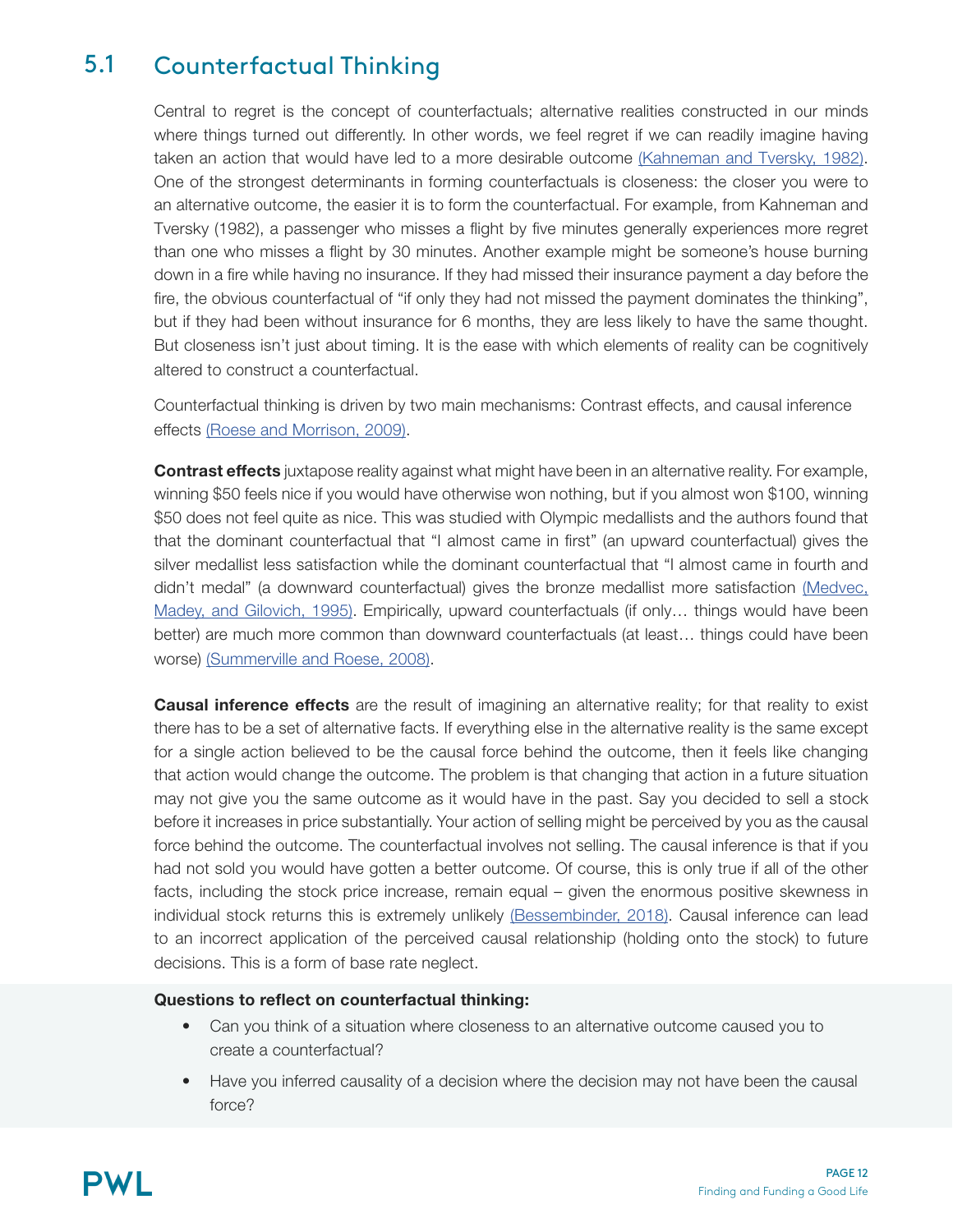## 5.1 Counterfactual Thinking

Central to regret is the concept of counterfactuals; alternative realities constructed in our minds where things turned out differently. In other words, we feel regret if we can readily imagine having taken an action that would have led to a more desirable outcome (Kahneman and Tversky, 1982). One of the strongest determinants in forming counterfactuals is closeness: the closer you were to an alternative outcome, the easier it is to form the counterfactual. For example, from Kahneman and Tversky (1982), a passenger who misses a flight by five minutes generally experiences more regret than one who misses a flight by 30 minutes. Another example might be someone's house burning down in a fire while having no insurance. If they had missed their insurance payment a day before the fire, the obvious counterfactual of "if only they had not missed the payment dominates the thinking", but if they had been without insurance for 6 months, they are less likely to have the same thought. But closeness isn't just about timing. It is the ease with which elements of reality can be cognitively altered to construct a counterfactual.

Counterfactual thinking is driven by two main mechanisms: Contrast effects, and causal inference effects (Roese and Morrison, 2009).

**Contrast effects** juxtapose reality against what might have been in an alternative reality. For example, winning $50 feels nice if you would have otherwise won nothing, but if you almost won $100, winning $50 does not feel quite as nice. This was studied with Olympic medallists and the authors found that that the dominant counterfactual that "I almost came in first" (an upward counterfactual) gives the silver medallist less satisfaction while the dominant counterfactual that "I almost came in fourth and didn't medal" (a downward counterfactual) gives the bronze medallist more satisfaction (Medvec, Madey, and Gilovich, 1995). Empirically, upward counterfactuals (if only… things would have been better) are much more common than downward counterfactuals (at least… things could have been worse) (Summerville and Roese, 2008).

**Causal inference effects** are the result of imagining an alternative reality; for that reality to exist there has to be a set of alternative facts. If everything else in the alternative reality is the same except for a single action believed to be the causal force behind the outcome, then it feels like changing that action would change the outcome. The problem is that changing that action in a future situation may not give you the same outcome as it would have in the past. Say you decided to sell a stock before it increases in price substantially. Your action of selling might be perceived by you as the causal force behind the outcome. The counterfactual involves not selling. The causal inference is that if you had not sold you would have gotten a better outcome. Of course, this is only true if all of the other facts, including the stock price increase, remain equal – given the enormous positive skewness in individual stock returns this is extremely unlikely (Bessembinder, 2018). Causal inference can lead to an incorrect application of the perceived causal relationship (holding onto the stock) to future decisions. This is a form of base rate neglect.

**Questions to reflect on counterfactual thinking:**

- Can you think of a situation where closeness to an alternative outcome caused you to create a counterfactual?
- Have you inferred causality of a decision where the decision may not have been the causal force?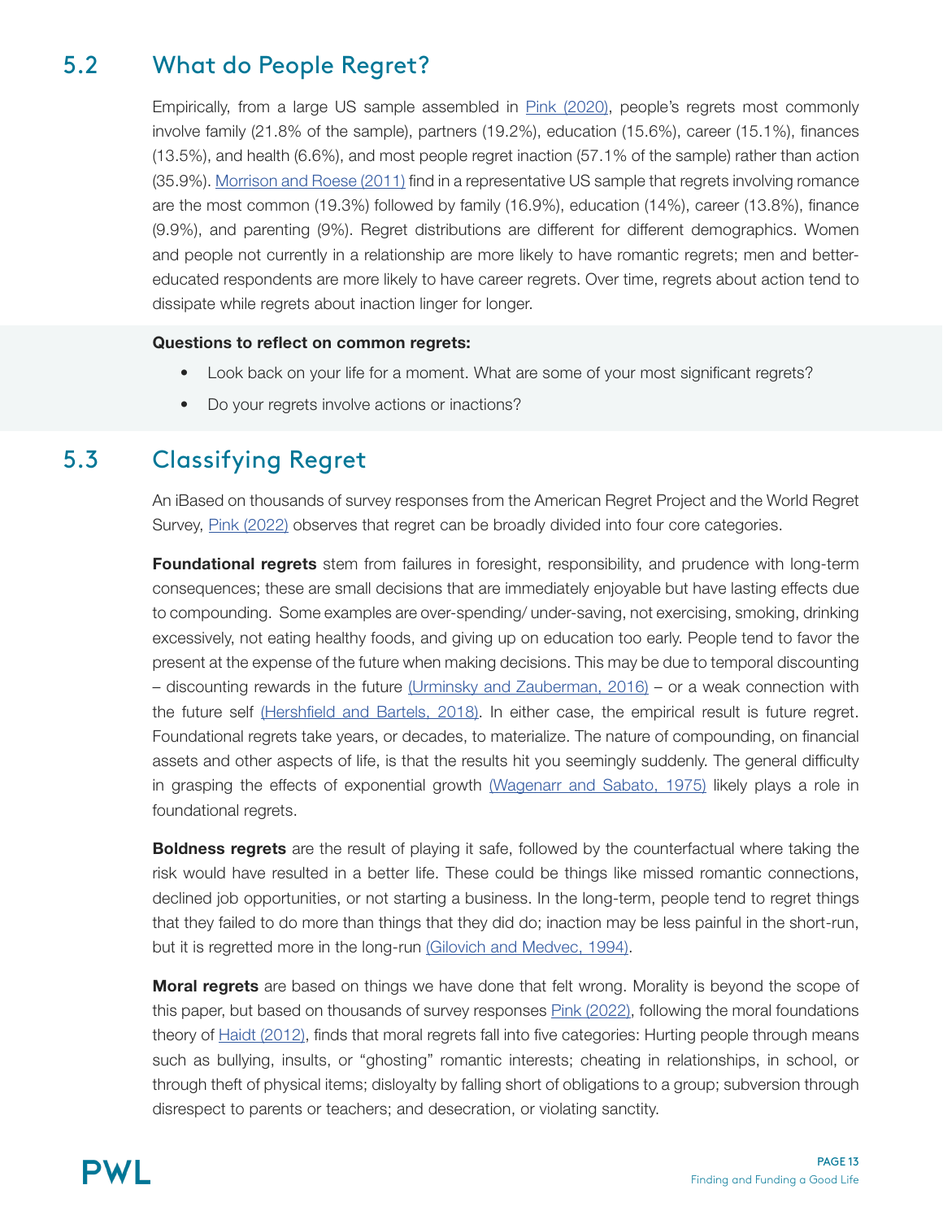## 5.2 What do People Regret?

Empirically, from a large US sample assembled in Pink (2020), people's regrets most commonly involve family (21.8% of the sample), partners (19.2%), education (15.6%), career (15.1%), finances (13.5%), and health (6.6%), and most people regret inaction (57.1% of the sample) rather than action (35.9%). Morrison and Roese (2011) find in a representative US sample that regrets involving romance are the most common (19.3%) followed by family (16.9%), education (14%), career (13.8%), finance (9.9%), and parenting (9%). Regret distributions are different for different demographics. Women and people not currently in a relationship are more likely to have romantic regrets; men and better-educated respondents are more likely to have career regrets. Over time, regrets about action tend to dissipate while regrets about inaction linger for longer.

**Questions to reflect on common regrets:**

- Look back on your life for a moment. What are some of your most significant regrets?
- Do your regrets involve actions or inactions?

## 5.3 Classifying Regret

An iBased on thousands of survey responses from the American Regret Project and the World Regret Survey, Pink (2022) observes that regret can be broadly divided into four core categories.

**Foundational regrets** stem from failures in foresight, responsibility, and prudence with long-term consequences; these are small decisions that are immediately enjoyable but have lasting effects due to compounding. Some examples are over-spending/ under-saving, not exercising, smoking, drinking excessively, not eating healthy foods, and giving up on education too early. People tend to favor the present at the expense of the future when making decisions. This may be due to temporal discounting – discounting rewards in the future (Urminsky and Zauberman, 2016) – or a weak connection with the future self (Hershfield and Bartels, 2018). In either case, the empirical result is future regret. Foundational regrets take years, or decades, to materialize. The nature of compounding, on financial assets and other aspects of life, is that the results hit you seemingly suddenly. The general difficulty in grasping the effects of exponential growth (Wagenarr and Sabato, 1975) likely plays a role in foundational regrets.

**Boldness regrets** are the result of playing it safe, followed by the counterfactual where taking the risk would have resulted in a better life. These could be things like missed romantic connections, declined job opportunities, or not starting a business. In the long-term, people tend to regret things that they failed to do more than things that they did do; inaction may be less painful in the short-run, but it is regretted more in the long-run (Gilovich and Medvec, 1994).

**Moral regrets** are based on things we have done that felt wrong. Morality is beyond the scope of this paper, but based on thousands of survey responses Pink (2022), following the moral foundations theory of Haidt (2012), finds that moral regrets fall into five categories: Hurting people through means such as bullying, insults, or "ghosting" romantic interests; cheating in relationships, in school, or through theft of physical items; disloyalty by falling short of obligations to a group; subversion through disrespect to parents or teachers; and desecration, or violating sanctity.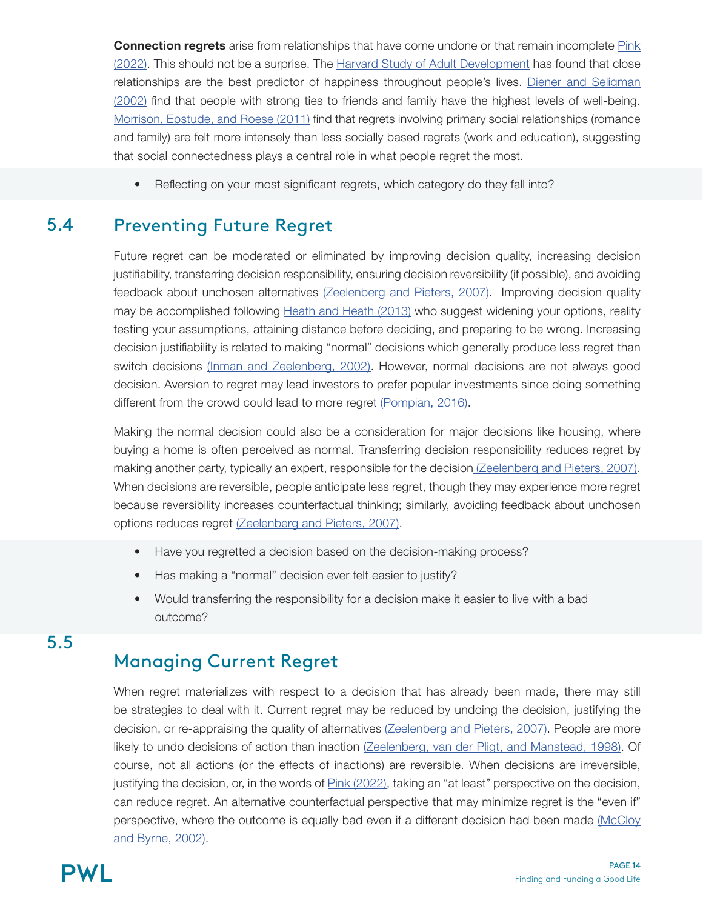**Connection regrets** arise from relationships that have come undone or that remain incomplete Pink (2022). This should not be a surprise. The Harvard Study of Adult Development has found that close relationships are the best predictor of happiness throughout people's lives. Diener and Seligman (2002) find that people with strong ties to friends and family have the highest levels of well-being. Morrison, Epstude, and Roese (2011) find that regrets involving primary social relationships (romance and family) are felt more intensely than less socially based regrets (work and education), suggesting that social connectedness plays a central role in what people regret the most.

- Reflecting on your most significant regrets, which category do they fall into?

## 5.4 Preventing Future Regret

Future regret can be moderated or eliminated by improving decision quality, increasing decision justifiability, transferring decision responsibility, ensuring decision reversibility (if possible), and avoiding feedback about unchosen alternatives (Zeelenberg and Pieters, 2007). Improving decision quality may be accomplished following Heath and Heath (2013) who suggest widening your options, reality testing your assumptions, attaining distance before deciding, and preparing to be wrong. Increasing decision justifiability is related to making "normal" decisions which generally produce less regret than switch decisions (Inman and Zeelenberg, 2002). However, normal decisions are not always good decision. Aversion to regret may lead investors to prefer popular investments since doing something different from the crowd could lead to more regret (Pompian, 2016).

Making the normal decision could also be a consideration for major decisions like housing, where buying a home is often perceived as normal. Transferring decision responsibility reduces regret by making another party, typically an expert, responsible for the decision (Zeelenberg and Pieters, 2007). When decisions are reversible, people anticipate less regret, though they may experience more regret because reversibility increases counterfactual thinking; similarly, avoiding feedback about unchosen options reduces regret (Zeelenberg and Pieters, 2007).

- Have you regretted a decision based on the decision-making process?
- Has making a "normal" decision ever felt easier to justify?
- Would transferring the responsibility for a decision make it easier to live with a bad outcome?

## 5.5 Managing Current Regret

When regret materializes with respect to a decision that has already been made, there may still be strategies to deal with it. Current regret may be reduced by undoing the decision, justifying the decision, or re-appraising the quality of alternatives (Zeelenberg and Pieters, 2007). People are more likely to undo decisions of action than inaction (Zeelenberg, van der Pligt, and Manstead, 1998). Of course, not all actions (or the effects of inactions) are reversible. When decisions are irreversible, justifying the decision, or, in the words of Pink (2022), taking an "at least" perspective on the decision, can reduce regret. An alternative counterfactual perspective that may minimize regret is the "even if" perspective, where the outcome is equally bad even if a different decision had been made (McCloy and Byrne, 2002).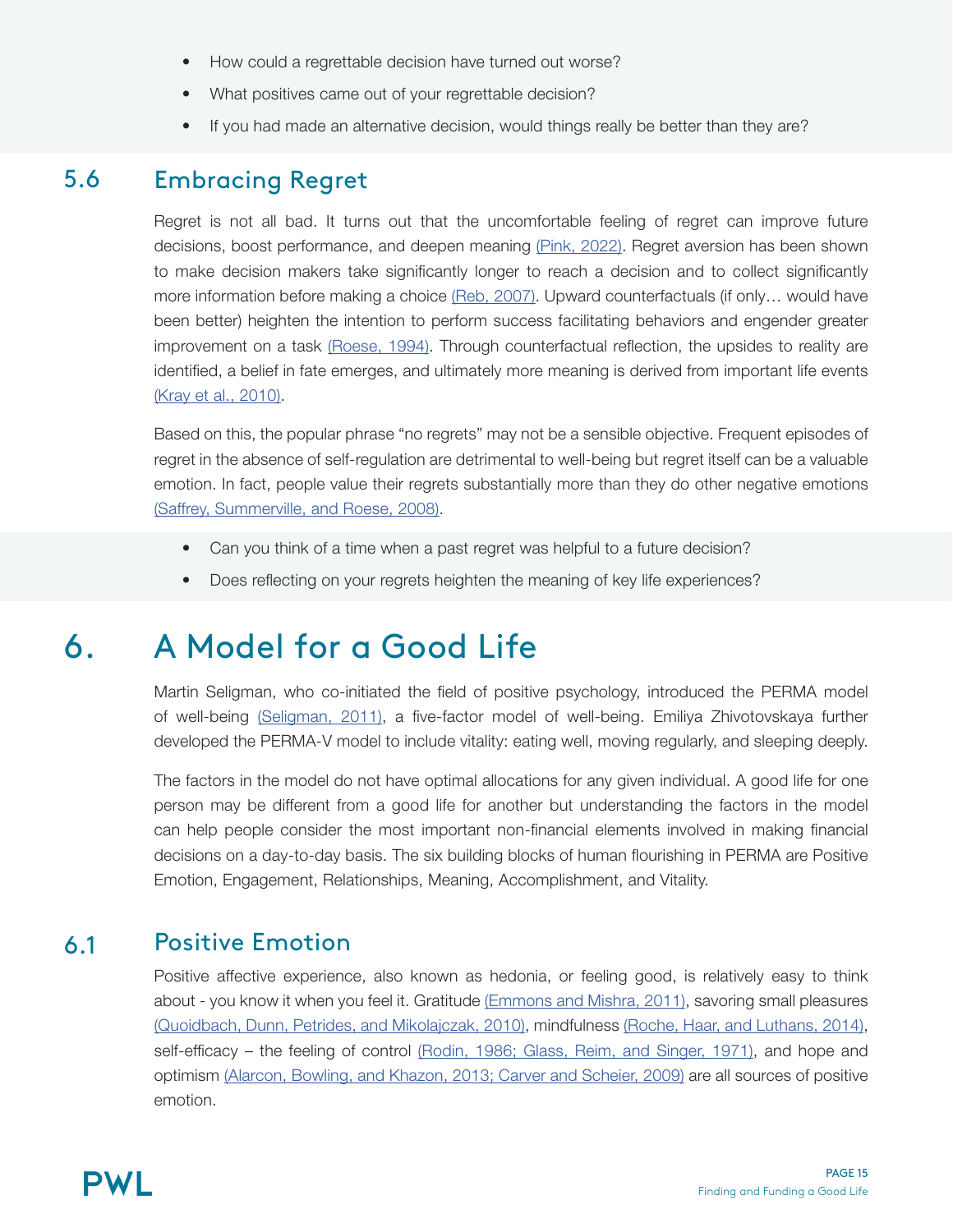- How could a regrettable decision have turned out worse?
- What positives came out of your regrettable decision?
- If you had made an alternative decision, would things really be better than they are?

## 5.6 Embracing Regret

Regret is not all bad. It turns out that the uncomfortable feeling of regret can improve future decisions, boost performance, and deepen meaning (Pink, 2022). Regret aversion has been shown to make decision makers take significantly longer to reach a decision and to collect significantly more information before making a choice (Reb, 2007). Upward counterfactuals (if only… would have been better) heighten the intention to perform success facilitating behaviors and engender greater improvement on a task (Roese, 1994). Through counterfactual reflection, the upsides to reality are identified, a belief in fate emerges, and ultimately more meaning is derived from important life events (Kray et al., 2010).

Based on this, the popular phrase "no regrets" may not be a sensible objective. Frequent episodes of regret in the absence of self-regulation are detrimental to well-being but regret itself can be a valuable emotion. In fact, people value their regrets substantially more than they do other negative emotions (Saffrey, Summerville, and Roese, 2008).

- Can you think of a time when a past regret was helpful to a future decision?
- Does reflecting on your regrets heighten the meaning of key life experiences?

# 6. A Model for a Good Life

Martin Seligman, who co-initiated the field of positive psychology, introduced the PERMA model of well-being (Seligman, 2011), a five-factor model of well-being. Emiliya Zhivotovskaya further developed the PERMA-V model to include vitality: eating well, moving regularly, and sleeping deeply.

The factors in the model do not have optimal allocations for any given individual. A good life for one person may be different from a good life for another but understanding the factors in the model can help people consider the most important non-financial elements involved in making financial decisions on a day-to-day basis. The six building blocks of human flourishing in PERMA are Positive Emotion, Engagement, Relationships, Meaning, Accomplishment, and Vitality.

## 6.1 Positive Emotion

Positive affective experience, also known as hedonia, or feeling good, is relatively easy to think about - you know it when you feel it. Gratitude (Emmons and Mishra, 2011), savoring small pleasures (Quoidbach, Dunn, Petrides, and Mikolajczak, 2010), mindfulness (Roche, Haar, and Luthans, 2014), self-efficacy – the feeling of control (Rodin, 1986; Glass, Reim, and Singer, 1971), and hope and optimism (Alarcon, Bowling, and Khazon, 2013; Carver and Scheier, 2009) are all sources of positive emotion.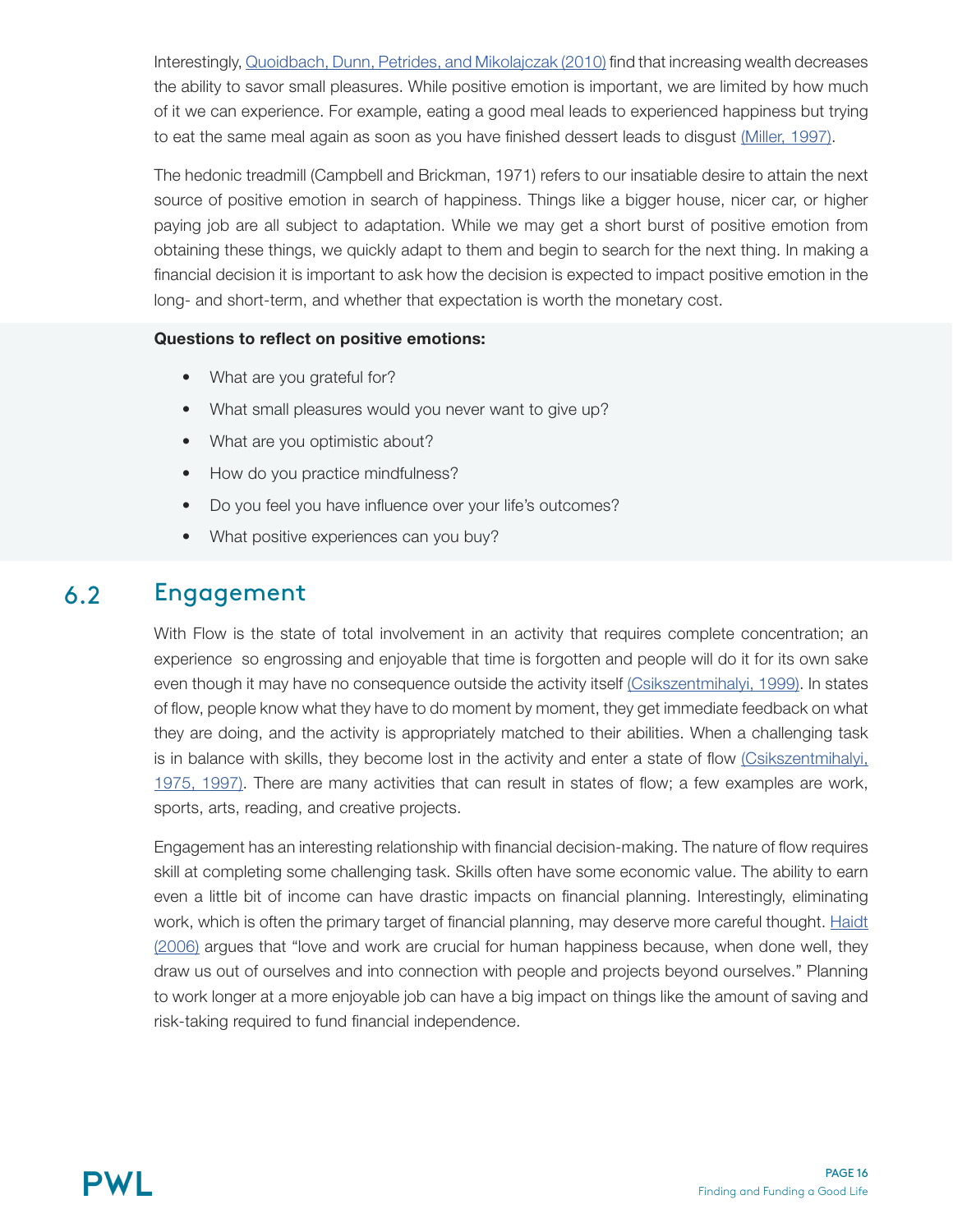Interestingly, Quoidbach, Dunn, Petrides, and Mikolajczak (2010) find that increasing wealth decreases the ability to savor small pleasures. While positive emotion is important, we are limited by how much of it we can experience. For example, eating a good meal leads to experienced happiness but trying to eat the same meal again as soon as you have finished dessert leads to disgust (Miller, 1997).

The hedonic treadmill (Campbell and Brickman, 1971) refers to our insatiable desire to attain the next source of positive emotion in search of happiness. Things like a bigger house, nicer car, or higher paying job are all subject to adaptation. While we may get a short burst of positive emotion from obtaining these things, we quickly adapt to them and begin to search for the next thing. In making a financial decision it is important to ask how the decision is expected to impact positive emotion in the long- and short-term, and whether that expectation is worth the monetary cost.

**Questions to reflect on positive emotions:**

- What are you grateful for?
- What small pleasures would you never want to give up?
- What are you optimistic about?
- How do you practice mindfulness?
- Do you feel you have influence over your life's outcomes?
- What positive experiences can you buy?

## 6.2 Engagement

With Flow is the state of total involvement in an activity that requires complete concentration; an experience so engrossing and enjoyable that time is forgotten and people will do it for its own sake even though it may have no consequence outside the activity itself (Csikszentmihalyi, 1999). In states of flow, people know what they have to do moment by moment, they get immediate feedback on what they are doing, and the activity is appropriately matched to their abilities. When a challenging task is in balance with skills, they become lost in the activity and enter a state of flow (Csikszentmihalyi, 1975, 1997). There are many activities that can result in states of flow; a few examples are work, sports, arts, reading, and creative projects.

Engagement has an interesting relationship with financial decision-making. The nature of flow requires skill at completing some challenging task. Skills often have some economic value. The ability to earn even a little bit of income can have drastic impacts on financial planning. Interestingly, eliminating work, which is often the primary target of financial planning, may deserve more careful thought. Haidt (2006) argues that "love and work are crucial for human happiness because, when done well, they draw us out of ourselves and into connection with people and projects beyond ourselves." Planning to work longer at a more enjoyable job can have a big impact on things like the amount of saving and risk-taking required to fund financial independence.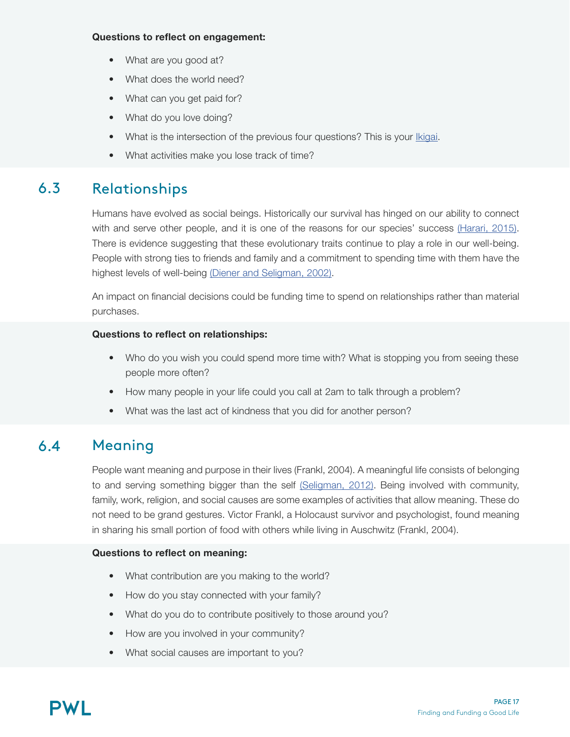**Questions to reflect on engagement:**

- What are you good at?
- What does the world need?
- What can you get paid for?
- What do you love doing?
- What is the intersection of the previous four questions? This is your Ikigai.
- What activities make you lose track of time?

## 6.3 Relationships

Humans have evolved as social beings. Historically our survival has hinged on our ability to connect with and serve other people, and it is one of the reasons for our species' success (Harari, 2015). There is evidence suggesting that these evolutionary traits continue to play a role in our well-being. People with strong ties to friends and family and a commitment to spending time with them have the highest levels of well-being (Diener and Seligman, 2002).

An impact on financial decisions could be funding time to spend on relationships rather than material purchases.

**Questions to reflect on relationships:**

- Who do you wish you could spend more time with? What is stopping you from seeing these people more often?
- How many people in your life could you call at 2am to talk through a problem?
- What was the last act of kindness that you did for another person?

## 6.4 Meaning

People want meaning and purpose in their lives (Frankl, 2004). A meaningful life consists of belonging to and serving something bigger than the self (Seligman, 2012). Being involved with community, family, work, religion, and social causes are some examples of activities that allow meaning. These do not need to be grand gestures. Victor Frankl, a Holocaust survivor and psychologist, found meaning in sharing his small portion of food with others while living in Auschwitz (Frankl, 2004).

**Questions to reflect on meaning:**

- What contribution are you making to the world?
- How do you stay connected with your family?
- What do you do to contribute positively to those around you?
- How are you involved in your community?
- What social causes are important to you?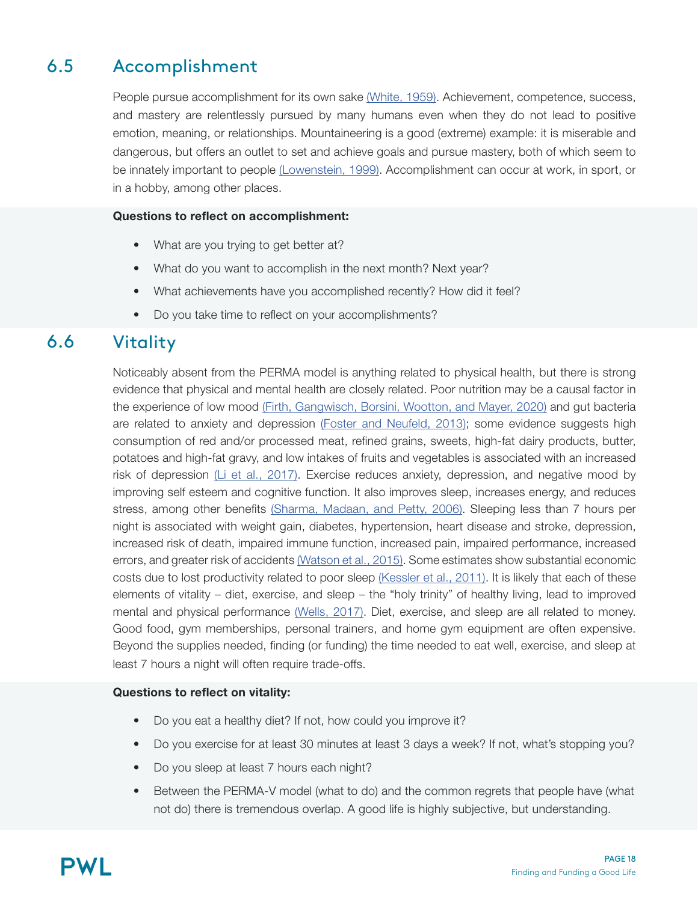## 6.5 Accomplishment

People pursue accomplishment for its own sake (White, 1959). Achievement, competence, success, and mastery are relentlessly pursued by many humans even when they do not lead to positive emotion, meaning, or relationships. Mountaineering is a good (extreme) example: it is miserable and dangerous, but offers an outlet to set and achieve goals and pursue mastery, both of which seem to be innately important to people (Lowenstein, 1999). Accomplishment can occur at work, in sport, or in a hobby, among other places.

**Questions to reflect on accomplishment:**

- What are you trying to get better at?
- What do you want to accomplish in the next month? Next year?
- What achievements have you accomplished recently? How did it feel?
- Do you take time to reflect on your accomplishments?

## 6.6 Vitality

Noticeably absent from the PERMA model is anything related to physical health, but there is strong evidence that physical and mental health are closely related. Poor nutrition may be a causal factor in the experience of low mood (Firth, Gangwisch, Borsini, Wootton, and Mayer, 2020) and gut bacteria are related to anxiety and depression (Foster and Neufeld, 2013); some evidence suggests high consumption of red and/or processed meat, refined grains, sweets, high-fat dairy products, butter, potatoes and high-fat gravy, and low intakes of fruits and vegetables is associated with an increased risk of depression (Li et al., 2017). Exercise reduces anxiety, depression, and negative mood by improving self esteem and cognitive function. It also improves sleep, increases energy, and reduces stress, among other benefits (Sharma, Madaan, and Petty, 2006). Sleeping less than 7 hours per night is associated with weight gain, diabetes, hypertension, heart disease and stroke, depression, increased risk of death, impaired immune function, increased pain, impaired performance, increased errors, and greater risk of accidents (Watson et al., 2015). Some estimates show substantial economic costs due to lost productivity related to poor sleep (Kessler et al., 2011). It is likely that each of these elements of vitality – diet, exercise, and sleep – the "holy trinity" of healthy living, lead to improved mental and physical performance (Wells, 2017). Diet, exercise, and sleep are all related to money. Good food, gym memberships, personal trainers, and home gym equipment are often expensive. Beyond the supplies needed, finding (or funding) the time needed to eat well, exercise, and sleep at least 7 hours a night will often require trade-offs.

**Questions to reflect on vitality:**

- Do you eat a healthy diet? If not, how could you improve it?
- Do you exercise for at least 30 minutes at least 3 days a week? If not, what's stopping you?
- Do you sleep at least 7 hours each night?
- Between the PERMA-V model (what to do) and the common regrets that people have (what not do) there is tremendous overlap. A good life is highly subjective, but understanding.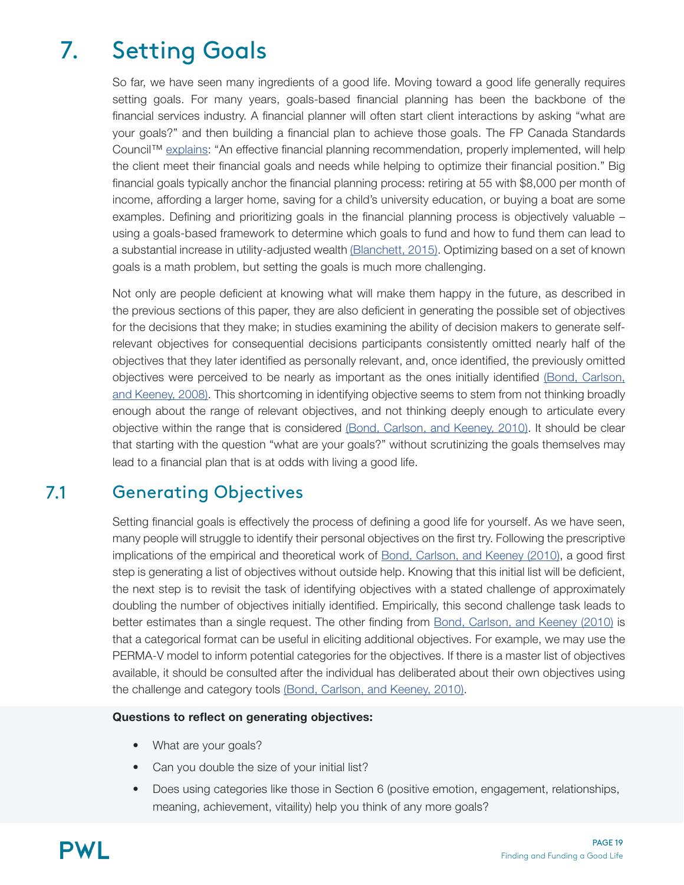# 7. Setting Goals

So far, we have seen many ingredients of a good life. Moving toward a good life generally requires setting goals. For many years, goals-based financial planning has been the backbone of the financial services industry. A financial planner will often start client interactions by asking "what are your goals?" and then building a financial plan to achieve those goals. The FP Canada Standards Council™ explains: "An effective financial planning recommendation, properly implemented, will help the client meet their financial goals and needs while helping to optimize their financial position." Big financial goals typically anchor the financial planning process: retiring at 55 with $8,000 per month of income, affording a larger home, saving for a child's university education, or buying a boat are some examples. Defining and prioritizing goals in the financial planning process is objectively valuable – using a goals-based framework to determine which goals to fund and how to fund them can lead to a substantial increase in utility-adjusted wealth (Blanchett, 2015). Optimizing based on a set of known goals is a math problem, but setting the goals is much more challenging.

Not only are people deficient at knowing what will make them happy in the future, as described in the previous sections of this paper, they are also deficient in generating the possible set of objectives for the decisions that they make; in studies examining the ability of decision makers to generate self-relevant objectives for consequential decisions participants consistently omitted nearly half of the objectives that they later identified as personally relevant, and, once identified, the previously omitted objectives were perceived to be nearly as important as the ones initially identified (Bond, Carlson, and Keeney, 2008). This shortcoming in identifying objective seems to stem from not thinking broadly enough about the range of relevant objectives, and not thinking deeply enough to articulate every objective within the range that is considered (Bond, Carlson, and Keeney, 2010). It should be clear that starting with the question "what are your goals?" without scrutinizing the goals themselves may lead to a financial plan that is at odds with living a good life.

## 7.1 Generating Objectives

Setting financial goals is effectively the process of defining a good life for yourself. As we have seen, many people will struggle to identify their personal objectives on the first try. Following the prescriptive implications of the empirical and theoretical work of Bond, Carlson, and Keeney (2010), a good first step is generating a list of objectives without outside help. Knowing that this initial list will be deficient, the next step is to revisit the task of identifying objectives with a stated challenge of approximately doubling the number of objectives initially identified. Empirically, this second challenge task leads to better estimates than a single request. The other finding from Bond, Carlson, and Keeney (2010) is that a categorical format can be useful in eliciting additional objectives. For example, we may use the PERMA-V model to inform potential categories for the objectives. If there is a master list of objectives available, it should be consulted after the individual has deliberated about their own objectives using the challenge and category tools (Bond, Carlson, and Keeney, 2010).

**Questions to reflect on generating objectives:**

- What are your goals?
- Can you double the size of your initial list?
- Does using categories like those in Section 6 (positive emotion, engagement, relationships, meaning, achievement, vitality) help you think of any more goals?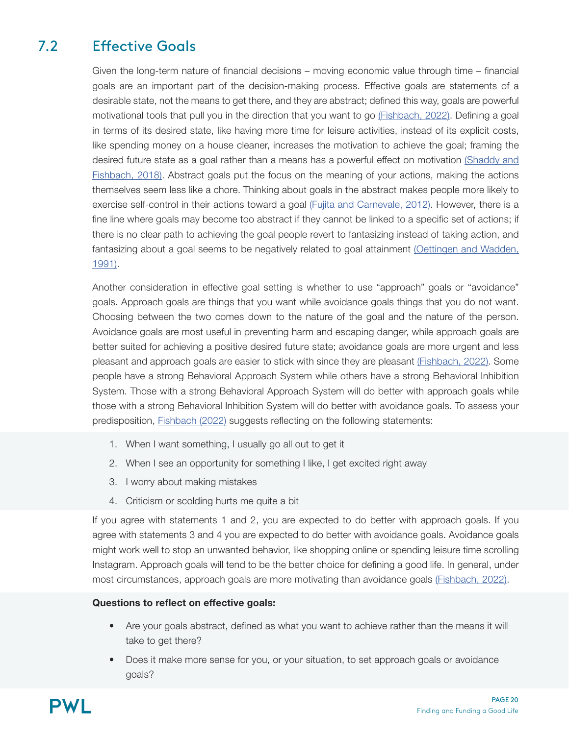## 7.2 Effective Goals

Given the long-term nature of financial decisions – moving economic value through time – financial goals are an important part of the decision-making process. Effective goals are statements of a desirable state, not the means to get there, and they are abstract; defined this way, goals are powerful motivational tools that pull you in the direction that you want to go (Fishbach, 2022). Defining a goal in terms of its desired state, like having more time for leisure activities, instead of its explicit costs, like spending money on a house cleaner, increases the motivation to achieve the goal; framing the desired future state as a goal rather than a means has a powerful effect on motivation (Shaddy and Fishbach, 2018). Abstract goals put the focus on the meaning of your actions, making the actions themselves seem less like a chore. Thinking about goals in the abstract makes people more likely to exercise self-control in their actions toward a goal (Fujita and Carnevale, 2012). However, there is a fine line where goals may become too abstract if they cannot be linked to a specific set of actions; if there is no clear path to achieving the goal people revert to fantasizing instead of taking action, and fantasizing about a goal seems to be negatively related to goal attainment (Oettingen and Wadden, 1991).

Another consideration in effective goal setting is whether to use "approach" goals or "avoidance" goals. Approach goals are things that you want while avoidance goals things that you do not want. Choosing between the two comes down to the nature of the goal and the nature of the person. Avoidance goals are most useful in preventing harm and escaping danger, while approach goals are better suited for achieving a positive desired future state; avoidance goals are more urgent and less pleasant and approach goals are easier to stick with since they are pleasant (Fishbach, 2022). Some people have a strong Behavioral Approach System while others have a strong Behavioral Inhibition System. Those with a strong Behavioral Approach System will do better with approach goals while those with a strong Behavioral Inhibition System will do better with avoidance goals. To assess your predisposition, Fishbach (2022) suggests reflecting on the following statements:

1. When I want something, I usually go all out to get it
2. When I see an opportunity for something I like, I get excited right away
3. I worry about making mistakes
4. Criticism or scolding hurts me quite a bit

If you agree with statements 1 and 2, you are expected to do better with approach goals. If you agree with statements 3 and 4 you are expected to do better with avoidance goals. Avoidance goals might work well to stop an unwanted behavior, like shopping online or spending leisure time scrolling Instagram. Approach goals will tend to be the better choice for defining a good life. In general, under most circumstances, approach goals are more motivating than avoidance goals (Fishbach, 2022).

**Questions to reflect on effective goals:**

- Are your goals abstract, defined as what you want to achieve rather than the means it will take to get there?
- Does it make more sense for you, or your situation, to set approach goals or avoidance goals?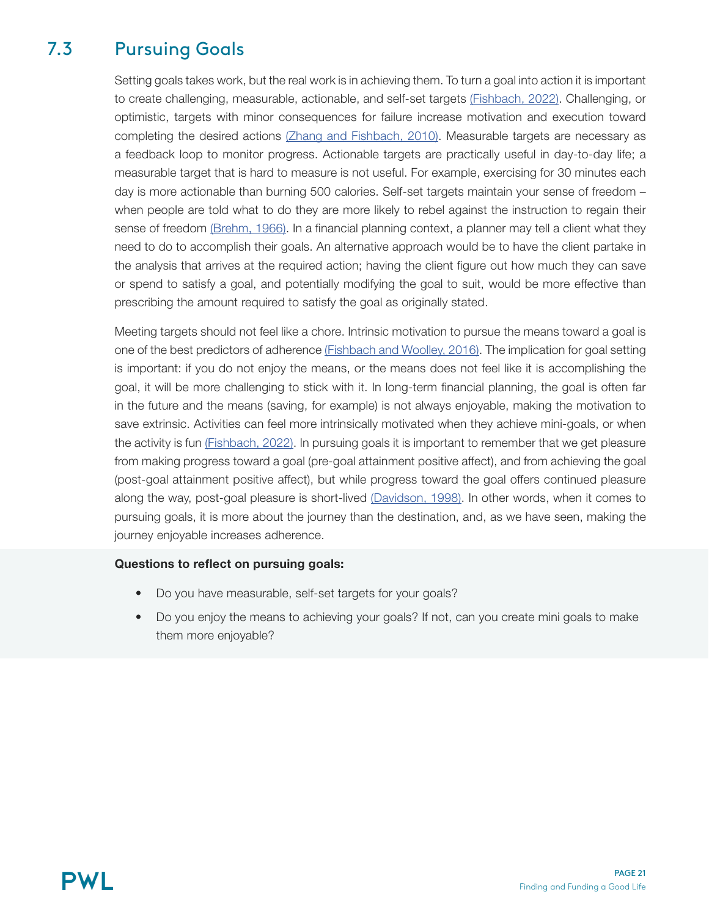## 7.3 Pursuing Goals

Setting goals takes work, but the real work is in achieving them. To turn a goal into action it is important to create challenging, measurable, actionable, and self-set targets (Fishbach, 2022). Challenging, or optimistic, targets with minor consequences for failure increase motivation and execution toward completing the desired actions (Zhang and Fishbach, 2010). Measurable targets are necessary as a feedback loop to monitor progress. Actionable targets are practically useful in day-to-day life; a measurable target that is hard to measure is not useful. For example, exercising for 30 minutes each day is more actionable than burning 500 calories. Self-set targets maintain your sense of freedom – when people are told what to do they are more likely to rebel against the instruction to regain their sense of freedom (Brehm, 1966). In a financial planning context, a planner may tell a client what they need to do to accomplish their goals. An alternative approach would be to have the client partake in the analysis that arrives at the required action; having the client figure out how much they can save or spend to satisfy a goal, and potentially modifying the goal to suit, would be more effective than prescribing the amount required to satisfy the goal as originally stated.

Meeting targets should not feel like a chore. Intrinsic motivation to pursue the means toward a goal is one of the best predictors of adherence (Fishbach and Woolley, 2016). The implication for goal setting is important: if you do not enjoy the means, or the means does not feel like it is accomplishing the goal, it will be more challenging to stick with it. In long-term financial planning, the goal is often far in the future and the means (saving, for example) is not always enjoyable, making the motivation to save extrinsic. Activities can feel more intrinsically motivated when they achieve mini-goals, or when the activity is fun (Fishbach, 2022). In pursuing goals it is important to remember that we get pleasure from making progress toward a goal (pre-goal attainment positive affect), and from achieving the goal (post-goal attainment positive affect), but while progress toward the goal offers continued pleasure along the way, post-goal pleasure is short-lived (Davidson, 1998). In other words, when it comes to pursuing goals, it is more about the journey than the destination, and, as we have seen, making the journey enjoyable increases adherence.

**Questions to reflect on pursuing goals:**

- Do you have measurable, self-set targets for your goals?
- Do you enjoy the means to achieving your goals? If not, can you create mini goals to make them more enjoyable?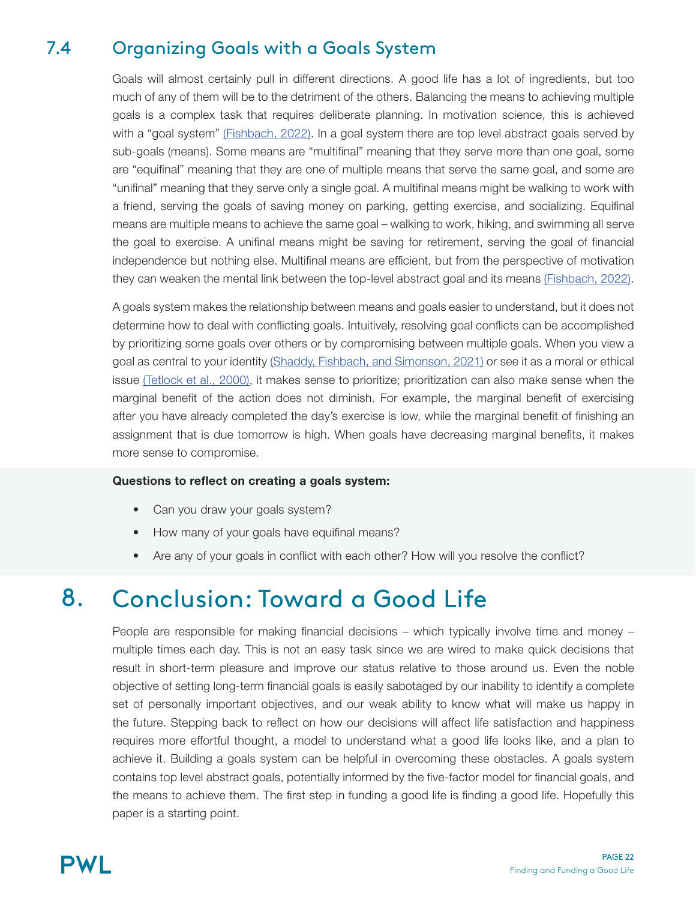## 7.4 Organizing Goals with a Goals System

Goals will almost certainly pull in different directions. A good life has a lot of ingredients, but too much of any of them will be to the detriment of the others. Balancing the means to achieving multiple goals is a complex task that requires deliberate planning. In motivation science, this is achieved with a "goal system" (Fishbach, 2022). In a goal system there are top level abstract goals served by sub-goals (means). Some means are "multifinal" meaning that they serve more than one goal, some are "equifinal" meaning that they are one of multiple means that serve the same goal, and some are "unifinal" meaning that they serve only a single goal. A multifinal means might be walking to work with a friend, serving the goals of saving money on parking, getting exercise, and socializing. Equifinal means are multiple means to achieve the same goal – walking to work, hiking, and swimming all serve the goal to exercise. A unifinal means might be saving for retirement, serving the goal of financial independence but nothing else. Multifinal means are efficient, but from the perspective of motivation they can weaken the mental link between the top-level abstract goal and its means (Fishbach, 2022).

A goals system makes the relationship between means and goals easier to understand, but it does not determine how to deal with conflicting goals. Intuitively, resolving goal conflicts can be accomplished by prioritizing some goals over others or by compromising between multiple goals. When you view a goal as central to your identity (Shaddy, Fishbach, and Simonson, 2021) or see it as a moral or ethical issue (Tetlock et al., 2000), it makes sense to prioritize; prioritization can also make sense when the marginal benefit of the action does not diminish. For example, the marginal benefit of exercising after you have already completed the day's exercise is low, while the marginal benefit of finishing an assignment that is due tomorrow is high. When goals have decreasing marginal benefits, it makes more sense to compromise.

**Questions to reflect on creating a goals system:**

- Can you draw your goals system?
- How many of your goals have equifinal means?
- Are any of your goals in conflict with each other? How will you resolve the conflict?

# 8. Conclusion: Toward a Good Life

People are responsible for making financial decisions – which typically involve time and money – multiple times each day. This is not an easy task since we are wired to make quick decisions that result in short-term pleasure and improve our status relative to those around us. Even the noble objective of setting long-term financial goals is easily sabotaged by our inability to identify a complete set of personally important objectives, and our weak ability to know what will make us happy in the future. Stepping back to reflect on how our decisions will affect life satisfaction and happiness requires more effortful thought, a model to understand what a good life looks like, and a plan to achieve it. Building a goals system can be helpful in overcoming these obstacles. A goals system contains top level abstract goals, potentially informed by the five-factor model for financial goals, and the means to achieve them. The first step in funding a good life is finding a good life. Hopefully this paper is a starting point.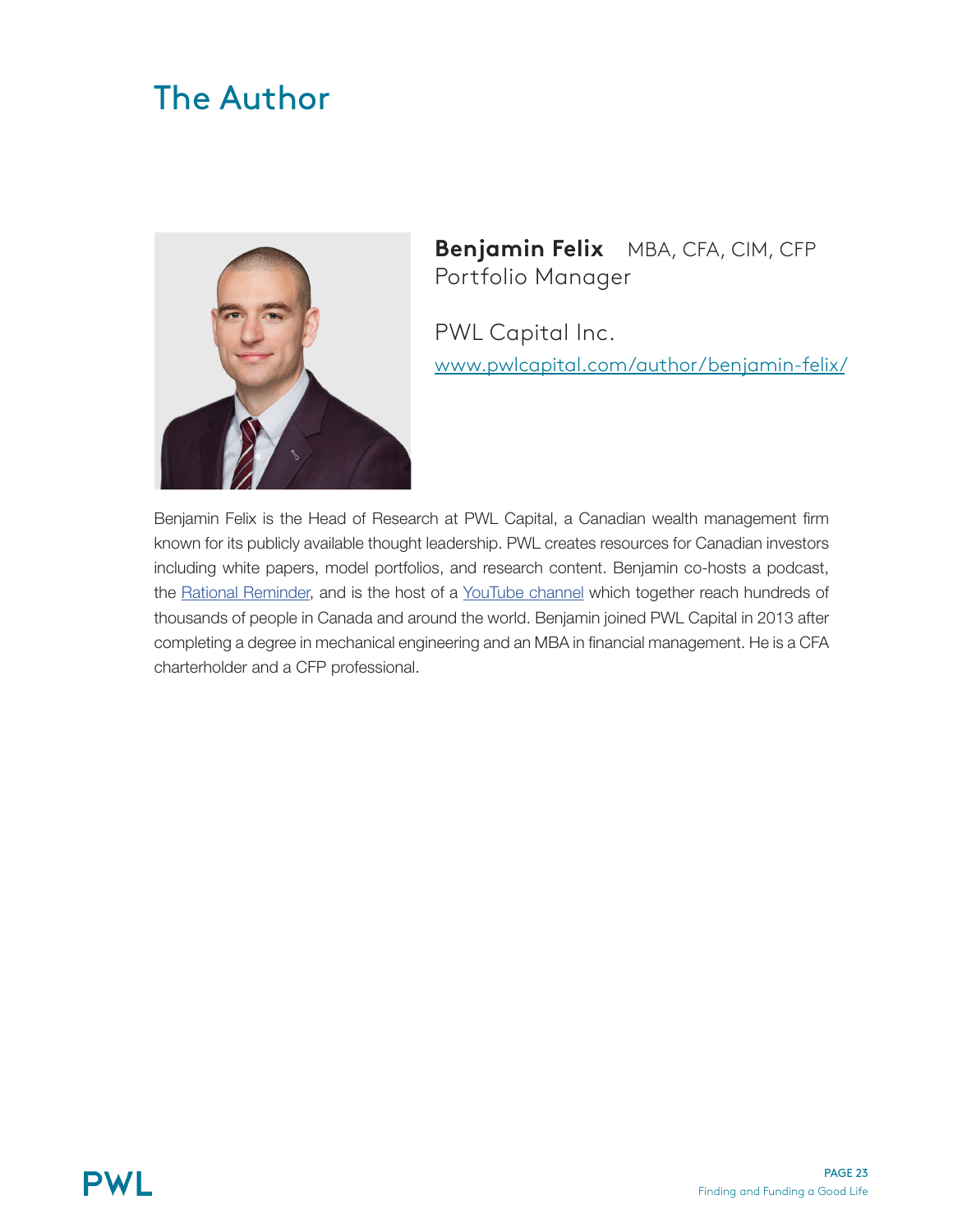# The Author

**Benjamin Felix** MBA, CFA, CIM, CFP
Portfolio Manager

PWL Capital Inc.
www.pwlcapital.com/author/benjamin-felix/

Benjamin Felix is the Head of Research at PWL Capital, a Canadian wealth management firm known for its publicly available thought leadership. PWL creates resources for Canadian investors including white papers, model portfolios, and research content. Benjamin co-hosts a podcast, the Rational Reminder, and is the host of a YouTube channel which together reach hundreds of thousands of people in Canada and around the world. Benjamin joined PWL Capital in 2013 after completing a degree in mechanical engineering and an MBA in financial management. He is a CFA charterholder and a CFP professional.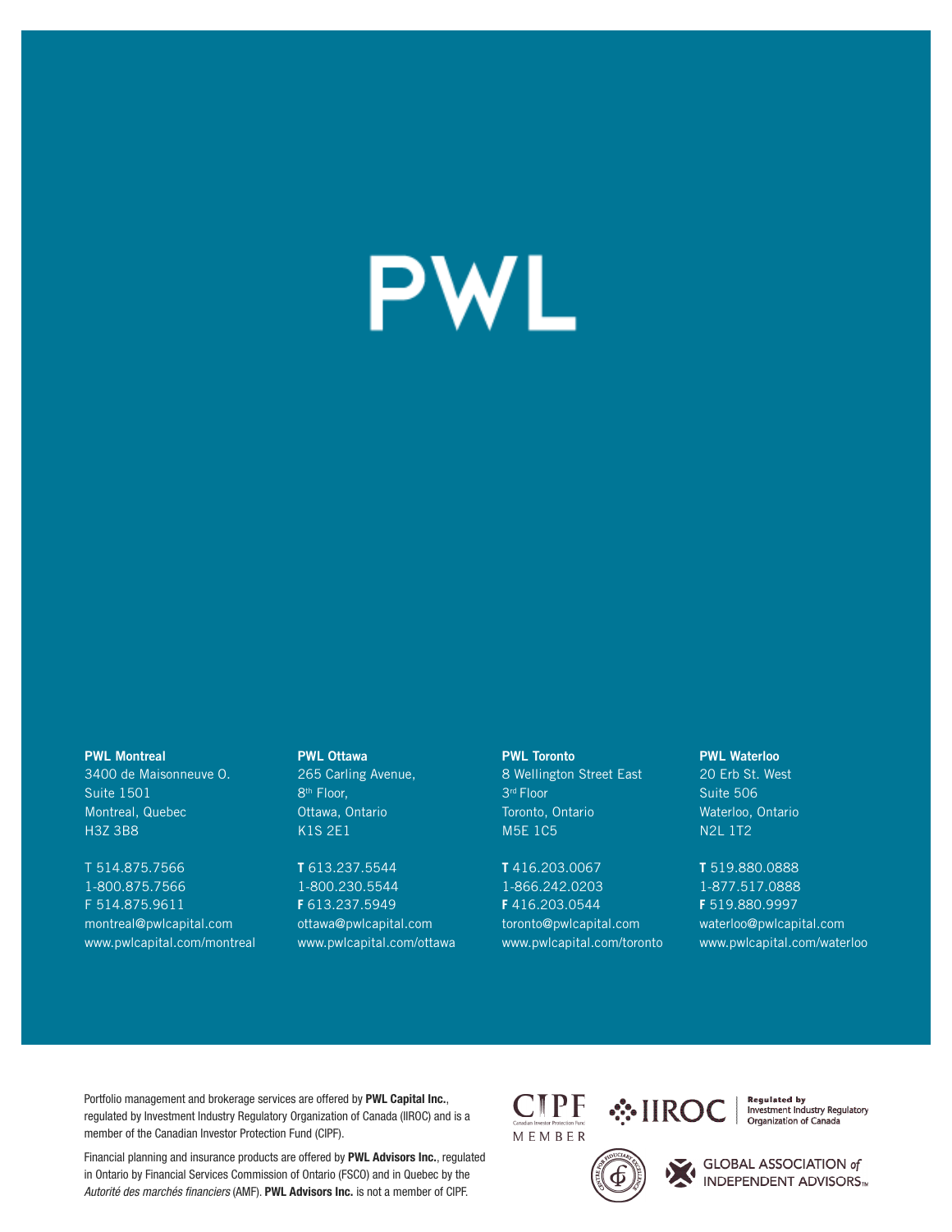# PWL

**PWL Montreal**
3400 de Maisonneuve O.
Suite 1501
Montreal, Quebec
H3Z 3B8

T 514.875.7566
1-800.875.7566
F 514.875.9611
montreal@pwlcapital.com
www.pwlcapital.com/montreal

**PWL Ottawa**
265 Carling Avenue,
8th Floor,
Ottawa, Ontario
K1S 2E1

**T** 613.237.5544
1-800.230.5544
**F** 613.237.5949
ottawa@pwlcapital.com
www.pwlcapital.com/ottawa

**PWL Toronto**
8 Wellington Street East
3rd Floor
Toronto, Ontario
M5E 1C5

**T** 416.203.0067
1-866.242.0203
**F** 416.203.0544
toronto@pwlcapital.com
www.pwlcapital.com/toronto

**PWL Waterloo**
20 Erb St. West
Suite 506
Waterloo, Ontario
N2L 1T2

**T** 519.880.0888
1-877.517.0888
**F** 519.880.9997
waterloo@pwlcapital.com
www.pwlcapital.com/waterloo

Portfolio management and brokerage services are offered by **PWL Capital Inc.**, regulated by Investment Industry Regulatory Organization of Canada (IIROC) and is a member of the Canadian Investor Protection Fund (CIPF).

Financial planning and insurance products are offered by **PWL Advisors Inc.**, regulated in Ontario by Financial Services Commission of Ontario (FSCO) and in Quebec by the *Autorité des marchés financiers* (AMF). **PWL Advisors Inc.** is not a member of CIPF.

CIPF Canadian Investor Protection Fund MEMBER

IIROC Regulated by Investment Industry Regulatory Organization of Canada

Centre for Fiduciary Excellence

GLOBAL ASSOCIATION *of* INDEPENDENT ADVISORS™